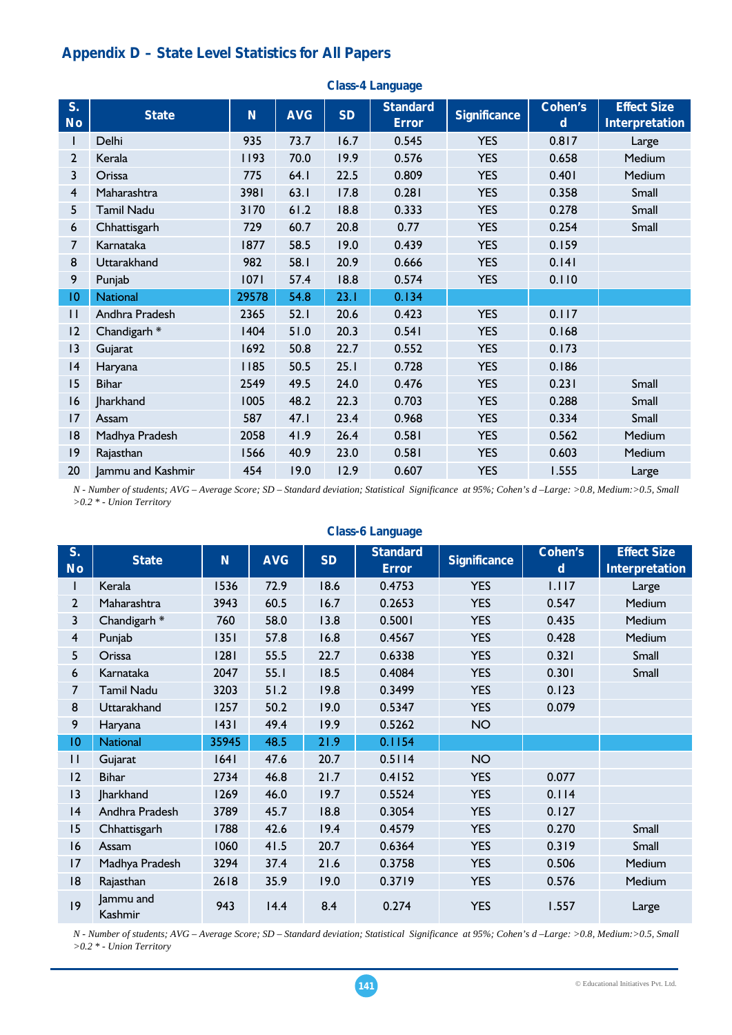## Appendix D – State Level Statistics for All Papers

### Class-4 Language

| S. No | State | N | AVG | SD | Standard Error | Significance | Cohen's d | Effect Size Interpretation |
|---|---|---|---|---|---|---|---|---|
| 1 | Delhi | 935 | 73.7 | 16.7 | 0.545 | YES | 0.817 | Large |
| 2 | Kerala | 1193 | 70.0 | 19.9 | 0.576 | YES | 0.658 | Medium |
| 3 | Orissa | 775 | 64.1 | 22.5 | 0.809 | YES | 0.401 | Medium |
| 4 | Maharashtra | 3981 | 63.1 | 17.8 | 0.281 | YES | 0.358 | Small |
| 5 | Tamil Nadu | 3170 | 61.2 | 18.8 | 0.333 | YES | 0.278 | Small |
| 6 | Chhattisgarh | 729 | 60.7 | 20.8 | 0.77 | YES | 0.254 | Small |
| 7 | Karnataka | 1877 | 58.5 | 19.0 | 0.439 | YES | 0.159 | |
| 8 | Uttarakhand | 982 | 58.1 | 20.9 | 0.666 | YES | 0.141 | |
| 9 | Punjab | 1071 | 57.4 | 18.8 | 0.574 | YES | 0.110 | |
| 10 | National | 29578 | 54.8 | 23.1 | 0.134 | | | |
| 11 | Andhra Pradesh | 2365 | 52.1 | 20.6 | 0.423 | YES | 0.117 | |
| 12 | Chandigarh * | 1404 | 51.0 | 20.3 | 0.541 | YES | 0.168 | |
| 13 | Gujarat | 1692 | 50.8 | 22.7 | 0.552 | YES | 0.173 | |
| 14 | Haryana | 1185 | 50.5 | 25.1 | 0.728 | YES | 0.186 | |
| 15 | Bihar | 2549 | 49.5 | 24.0 | 0.476 | YES | 0.231 | Small |
| 16 | Jharkhand | 1005 | 48.2 | 22.3 | 0.703 | YES | 0.288 | Small |
| 17 | Assam | 587 | 47.1 | 23.4 | 0.968 | YES | 0.334 | Small |
| 18 | Madhya Pradesh | 2058 | 41.9 | 26.4 | 0.581 | YES | 0.562 | Medium |
| 19 | Rajasthan | 1566 | 40.9 | 23.0 | 0.581 | YES | 0.603 | Medium |
| 20 | Jammu and Kashmir | 454 | 19.0 | 12.9 | 0.607 | YES | 1.555 | Large |

*N - Number of students; AVG – Average Score; SD – Standard deviation; Statistical Significance at 95%; Cohen's d –Large: >0.8, Medium:>0.5, Small >0.2 * - Union Territory*

### Class-6 Language

| S. No | State | N | AVG | SD | Standard Error | Significance | Cohen's d | Effect Size Interpretation |
|---|---|---|---|---|---|---|---|---|
| 1 | Kerala | 1536 | 72.9 | 18.6 | 0.4753 | YES | 1.117 | Large |
| 2 | Maharashtra | 3943 | 60.5 | 16.7 | 0.2653 | YES | 0.547 | Medium |
| 3 | Chandigarh * | 760 | 58.0 | 13.8 | 0.5001 | YES | 0.435 | Medium |
| 4 | Punjab | 1351 | 57.8 | 16.8 | 0.4567 | YES | 0.428 | Medium |
| 5 | Orissa | 1281 | 55.5 | 22.7 | 0.6338 | YES | 0.321 | Small |
| 6 | Karnataka | 2047 | 55.1 | 18.5 | 0.4084 | YES | 0.301 | Small |
| 7 | Tamil Nadu | 3203 | 51.2 | 19.8 | 0.3499 | YES | 0.123 | |
| 8 | Uttarakhand | 1257 | 50.2 | 19.0 | 0.5347 | YES | 0.079 | |
| 9 | Haryana | 1431 | 49.4 | 19.9 | 0.5262 | NO | | |
| 10 | National | 35945 | 48.5 | 21.9 | 0.1154 | | | |
| 11 | Gujarat | 1641 | 47.6 | 20.7 | 0.5114 | NO | | |
| 12 | Bihar | 2734 | 46.8 | 21.7 | 0.4152 | YES | 0.077 | |
| 13 | Jharkhand | 1269 | 46.0 | 19.7 | 0.5524 | YES | 0.114 | |
| 14 | Andhra Pradesh | 3789 | 45.7 | 18.8 | 0.3054 | YES | 0.127 | |
| 15 | Chhattisgarh | 1788 | 42.6 | 19.4 | 0.4579 | YES | 0.270 | Small |
| 16 | Assam | 1060 | 41.5 | 20.7 | 0.6364 | YES | 0.319 | Small |
| 17 | Madhya Pradesh | 3294 | 37.4 | 21.6 | 0.3758 | YES | 0.506 | Medium |
| 18 | Rajasthan | 2618 | 35.9 | 19.0 | 0.3719 | YES | 0.576 | Medium |
| 19 | Jammu and Kashmir | 943 | 14.4 | 8.4 | 0.274 | YES | 1.557 | Large |

*N - Number of students; AVG – Average Score; SD – Standard deviation; Statistical Significance at 95%; Cohen's d –Large: >0.8, Medium:>0.5, Small >0.2 * - Union Territory*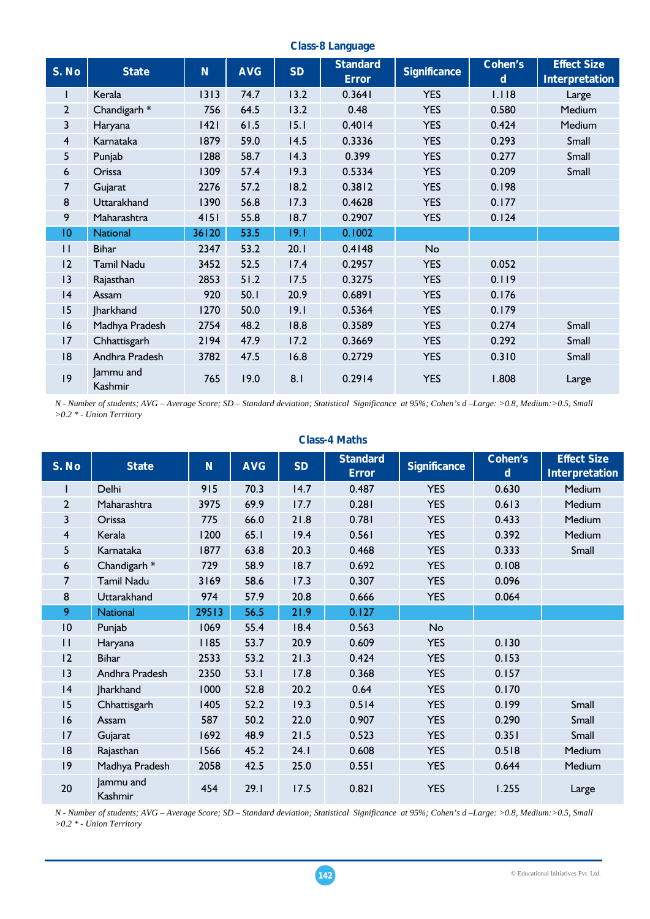### Class-8 Language

| S. No | State | N | AVG | SD | Standard Error | Significance | Cohen's d | Effect Size Interpretation |
|---|---|---|---|---|---|---|---|---|
| 1 | Kerala | 1313 | 74.7 | 13.2 | 0.3641 | YES | 1.118 | Large |
| 2 | Chandigarh * | 756 | 64.5 | 13.2 | 0.48 | YES | 0.580 | Medium |
| 3 | Haryana | 1421 | 61.5 | 15.1 | 0.4014 | YES | 0.424 | Medium |
| 4 | Karnataka | 1879 | 59.0 | 14.5 | 0.3336 | YES | 0.293 | Small |
| 5 | Punjab | 1288 | 58.7 | 14.3 | 0.399 | YES | 0.277 | Small |
| 6 | Orissa | 1309 | 57.4 | 19.3 | 0.5334 | YES | 0.209 | Small |
| 7 | Gujarat | 2276 | 57.2 | 18.2 | 0.3812 | YES | 0.198 | |
| 8 | Uttarakhand | 1390 | 56.8 | 17.3 | 0.4628 | YES | 0.177 | |
| 9 | Maharashtra | 4151 | 55.8 | 18.7 | 0.2907 | YES | 0.124 | |
| 10 | National | 36120 | 53.5 | 19.1 | 0.1002 | | | |
| 11 | Bihar | 2347 | 53.2 | 20.1 | 0.4148 | No | | |
| 12 | Tamil Nadu | 3452 | 52.5 | 17.4 | 0.2957 | YES | 0.052 | |
| 13 | Rajasthan | 2853 | 51.2 | 17.5 | 0.3275 | YES | 0.119 | |
| 14 | Assam | 920 | 50.1 | 20.9 | 0.6891 | YES | 0.176 | |
| 15 | Jharkhand | 1270 | 50.0 | 19.1 | 0.5364 | YES | 0.179 | |
| 16 | Madhya Pradesh | 2754 | 48.2 | 18.8 | 0.3589 | YES | 0.274 | Small |
| 17 | Chhattisgarh | 2194 | 47.9 | 17.2 | 0.3669 | YES | 0.292 | Small |
| 18 | Andhra Pradesh | 3782 | 47.5 | 16.8 | 0.2729 | YES | 0.310 | Small |
| 19 | Jammu and Kashmir | 765 | 19.0 | 8.1 | 0.2914 | YES | 1.808 | Large |

*N - Number of students; AVG – Average Score; SD – Standard deviation; Statistical Significance at 95%; Cohen's d –Large: >0.8, Medium:>0.5, Small >0.2 * - Union Territory*

### Class-4 Maths

| S. No | State | N | AVG | SD | Standard Error | Significance | Cohen's d | Effect Size Interpretation |
|---|---|---|---|---|---|---|---|---|
| 1 | Delhi | 915 | 70.3 | 14.7 | 0.487 | YES | 0.630 | Medium |
| 2 | Maharashtra | 3975 | 69.9 | 17.7 | 0.281 | YES | 0.613 | Medium |
| 3 | Orissa | 775 | 66.0 | 21.8 | 0.781 | YES | 0.433 | Medium |
| 4 | Kerala | 1200 | 65.1 | 19.4 | 0.561 | YES | 0.392 | Medium |
| 5 | Karnataka | 1877 | 63.8 | 20.3 | 0.468 | YES | 0.333 | Small |
| 6 | Chandigarh * | 729 | 58.9 | 18.7 | 0.692 | YES | 0.108 | |
| 7 | Tamil Nadu | 3169 | 58.6 | 17.3 | 0.307 | YES | 0.096 | |
| 8 | Uttarakhand | 974 | 57.9 | 20.8 | 0.666 | YES | 0.064 | |
| 9 | National | 29513 | 56.5 | 21.9 | 0.127 | | | |
| 10 | Punjab | 1069 | 55.4 | 18.4 | 0.563 | No | | |
| 11 | Haryana | 1185 | 53.7 | 20.9 | 0.609 | YES | 0.130 | |
| 12 | Bihar | 2533 | 53.2 | 21.3 | 0.424 | YES | 0.153 | |
| 13 | Andhra Pradesh | 2350 | 53.1 | 17.8 | 0.368 | YES | 0.157 | |
| 14 | Jharkhand | 1000 | 52.8 | 20.2 | 0.64 | YES | 0.170 | |
| 15 | Chhattisgarh | 1405 | 52.2 | 19.3 | 0.514 | YES | 0.199 | Small |
| 16 | Assam | 587 | 50.2 | 22.0 | 0.907 | YES | 0.290 | Small |
| 17 | Gujarat | 1692 | 48.9 | 21.5 | 0.523 | YES | 0.351 | Small |
| 18 | Rajasthan | 1566 | 45.2 | 24.1 | 0.608 | YES | 0.518 | Medium |
| 19 | Madhya Pradesh | 2058 | 42.5 | 25.0 | 0.551 | YES | 0.644 | Medium |
| 20 | Jammu and Kashmir | 454 | 29.1 | 17.5 | 0.821 | YES | 1.255 | Large |

*N - Number of students; AVG – Average Score; SD – Standard deviation; Statistical Significance at 95%; Cohen's d –Large: >0.8, Medium:>0.5, Small >0.2 * - Union Territory*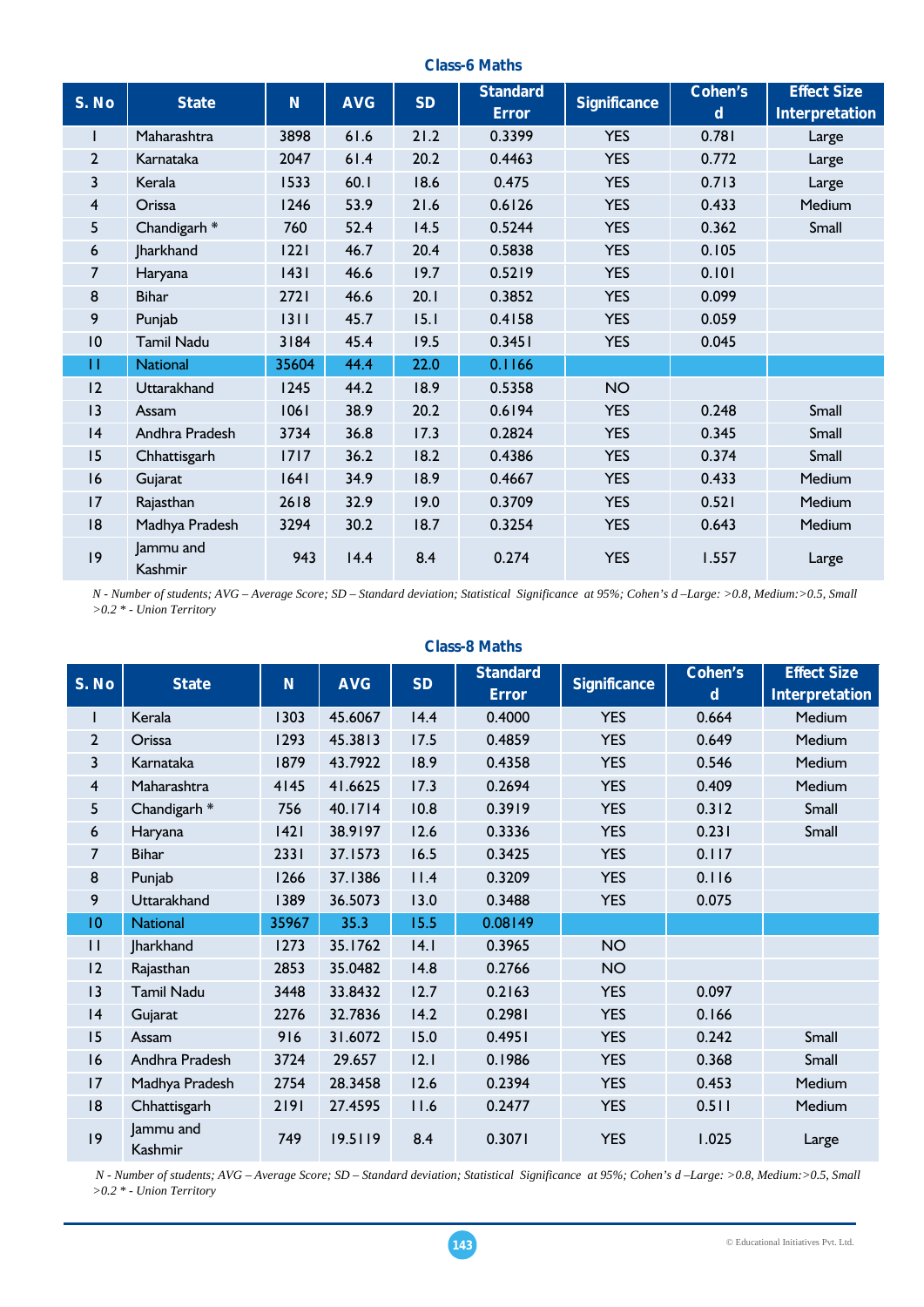### Class-6 Maths

| S. No | State | N | AVG | SD | Standard Error | Significance | Cohen's d | Effect Size Interpretation |
|---|---|---|---|---|---|---|---|---|
| 1 | Maharashtra | 3898 | 61.6 | 21.2 | 0.3399 | YES | 0.781 | Large |
| 2 | Karnataka | 2047 | 61.4 | 20.2 | 0.4463 | YES | 0.772 | Large |
| 3 | Kerala | 1533 | 60.1 | 18.6 | 0.475 | YES | 0.713 | Large |
| 4 | Orissa | 1246 | 53.9 | 21.6 | 0.6126 | YES | 0.433 | Medium |
| 5 | Chandigarh * | 760 | 52.4 | 14.5 | 0.5244 | YES | 0.362 | Small |
| 6 | Jharkhand | 1221 | 46.7 | 20.4 | 0.5838 | YES | 0.105 | |
| 7 | Haryana | 1431 | 46.6 | 19.7 | 0.5219 | YES | 0.101 | |
| 8 | Bihar | 2721 | 46.6 | 20.1 | 0.3852 | YES | 0.099 | |
| 9 | Punjab | 1311 | 45.7 | 15.1 | 0.4158 | YES | 0.059 | |
| 10 | Tamil Nadu | 3184 | 45.4 | 19.5 | 0.3451 | YES | 0.045 | |
| 11 | National | 35604 | 44.4 | 22.0 | 0.1166 | | | |
| 12 | Uttarakhand | 1245 | 44.2 | 18.9 | 0.5358 | NO | | |
| 13 | Assam | 1061 | 38.9 | 20.2 | 0.6194 | YES | 0.248 | Small |
| 14 | Andhra Pradesh | 3734 | 36.8 | 17.3 | 0.2824 | YES | 0.345 | Small |
| 15 | Chhattisgarh | 1717 | 36.2 | 18.2 | 0.4386 | YES | 0.374 | Small |
| 16 | Gujarat | 1641 | 34.9 | 18.9 | 0.4667 | YES | 0.433 | Medium |
| 17 | Rajasthan | 2618 | 32.9 | 19.0 | 0.3709 | YES | 0.521 | Medium |
| 18 | Madhya Pradesh | 3294 | 30.2 | 18.7 | 0.3254 | YES | 0.643 | Medium |
| 19 | Jammu and Kashmir | 943 | 14.4 | 8.4 | 0.274 | YES | 1.557 | Large |

*N - Number of students; AVG – Average Score; SD – Standard deviation; Statistical Significance at 95%; Cohen's d –Large: >0.8, Medium:>0.5, Small >0.2 * - Union Territory*

### Class-8 Maths

| S. No | State | N | AVG | SD | Standard Error | Significance | Cohen's d | Effect Size Interpretation |
|---|---|---|---|---|---|---|---|---|
| 1 | Kerala | 1303 | 45.6067 | 14.4 | 0.4000 | YES | 0.664 | Medium |
| 2 | Orissa | 1293 | 45.3813 | 17.5 | 0.4859 | YES | 0.649 | Medium |
| 3 | Karnataka | 1879 | 43.7922 | 18.9 | 0.4358 | YES | 0.546 | Medium |
| 4 | Maharashtra | 4145 | 41.6625 | 17.3 | 0.2694 | YES | 0.409 | Medium |
| 5 | Chandigarh * | 756 | 40.1714 | 10.8 | 0.3919 | YES | 0.312 | Small |
| 6 | Haryana | 1421 | 38.9197 | 12.6 | 0.3336 | YES | 0.231 | Small |
| 7 | Bihar | 2331 | 37.1573 | 16.5 | 0.3425 | YES | 0.117 | |
| 8 | Punjab | 1266 | 37.1386 | 11.4 | 0.3209 | YES | 0.116 | |
| 9 | Uttarakhand | 1389 | 36.5073 | 13.0 | 0.3488 | YES | 0.075 | |
| 10 | National | 35967 | 35.3 | 15.5 | 0.08149 | | | |
| 11 | Jharkhand | 1273 | 35.1762 | 14.1 | 0.3965 | NO | | |
| 12 | Rajasthan | 2853 | 35.0482 | 14.8 | 0.2766 | NO | | |
| 13 | Tamil Nadu | 3448 | 33.8432 | 12.7 | 0.2163 | YES | 0.097 | |
| 14 | Gujarat | 2276 | 32.7836 | 14.2 | 0.2981 | YES | 0.166 | |
| 15 | Assam | 916 | 31.6072 | 15.0 | 0.4951 | YES | 0.242 | Small |
| 16 | Andhra Pradesh | 3724 | 29.657 | 12.1 | 0.1986 | YES | 0.368 | Small |
| 17 | Madhya Pradesh | 2754 | 28.3458 | 12.6 | 0.2394 | YES | 0.453 | Medium |
| 18 | Chhattisgarh | 2191 | 27.4595 | 11.6 | 0.2477 | YES | 0.511 | Medium |
| 19 | Jammu and Kashmir | 749 | 19.5119 | 8.4 | 0.3071 | YES | 1.025 | Large |

*N - Number of students; AVG – Average Score; SD – Standard deviation; Statistical Significance at 95%; Cohen's d –Large: >0.8, Medium:>0.5, Small >0.2 * - Union Territory*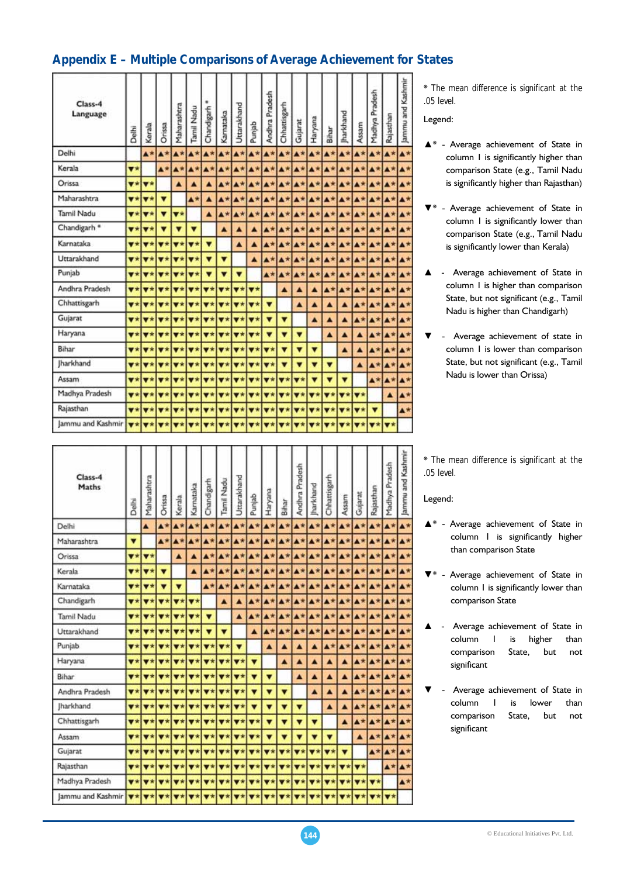# Appendix E – Multiple Comparisons of Average Achievement for States

| Class-4 Language | Delhi | Kerala | Orissa | Maharashtra | Tamil Nadu | Chandigarh * | Karnataka | Uttarakhand | Punjab | Andhra Pradesh | Chhattisgarh | Gujarat | Haryana | Bihar | Jharkhand | Assam | Madhya Pradesh | Rajasthan | Jammu and Kashmir |
|---|---|---|---|---|---|---|---|---|---|---|---|---|---|---|---|---|---|---|---|
| Delhi | | ▲* | ▲* | ▲* | ▲* | ▲* | ▲* | ▲* | ▲* | ▲* | ▲* | ▲* | ▲* | ▲* | ▲* | ▲* | ▲* | ▲* | ▲* |
| Kerala | ▼* | | ▲* | ▲* | ▲* | ▲* | ▲* | ▲* | ▲* | ▲* | ▲* | ▲* | ▲* | ▲* | ▲* | ▲* | ▲* | ▲* | ▲* |
| Orissa | ▼* | ▼* | | ▲ | ▲ | ▲ | ▲* | ▲* | ▲* | ▲* | ▲* | ▲* | ▲* | ▲* | ▲* | ▲* | ▲* | ▲* | ▲* |
| Maharashtra | ▼* | ▼* | ▼ | | ▲* | ▲ | ▲* | ▲* | ▲* | ▲* | ▲* | ▲* | ▲* | ▲* | ▲* | ▲* | ▲* | ▲* | ▲* |
| Tamil Nadu | ▼* | ▼* | ▼ | ▼* | | ▲ | ▲* | ▲* | ▲* | ▲* | ▲* | ▲* | ▲* | ▲* | ▲* | ▲* | ▲* | ▲* | ▲* |
| Chandigarh * | ▼* | ▼* | ▼ | ▼ | ▼ | | ▲ | ▲ | ▲ | ▲* | ▲* | ▲* | ▲* | ▲* | ▲* | ▲* | ▲* | ▲* | ▲* |
| Karnataka | ▼* | ▼* | ▼* | ▼* | ▼* | ▼ | | ▲ | ▲ | ▲* | ▲* | ▲* | ▲* | ▲* | ▲* | ▲* | ▲* | ▲* | ▲* |
| Uttarakhand | ▼* | ▼* | ▼* | ▼* | ▼* | ▼ | ▼ | | ▲ | ▲* | ▲* | ▲* | ▲* | ▲* | ▲* | ▲* | ▲* | ▲* | ▲* |
| Punjab | ▼* | ▼* | ▼* | ▼* | ▼* | ▼ | ▼ | ▼ | | ▲* | ▲* | ▲* | ▲* | ▲* | ▲* | ▲* | ▲* | ▲* | ▲* |
| Andhra Pradesh | ▼* | ▼* | ▼* | ▼* | ▼* | ▼* | ▼* | ▼* | ▼* | | ▲ | ▲ | ▲ | ▲* | ▲* | ▲* | ▲* | ▲* | ▲* |
| Chhattisgarh | ▼* | ▼* | ▼* | ▼* | ▼* | ▼* | ▼* | ▼* | ▼* | ▼ | | ▲ | ▲ | ▲ | ▲ | ▲* | ▲* | ▲* | ▲* |
| Gujarat | ▼* | ▼* | ▼* | ▼* | ▼* | ▼* | ▼* | ▼* | ▼* | ▼ | ▼ | | ▲ | ▲ | ▲ | ▲* | ▲* | ▲* | ▲* |
| Haryana | ▼* | ▼* | ▼* | ▼* | ▼* | ▼* | ▼* | ▼* | ▼* | ▼ | ▼ | ▼ | | ▲ | ▲ | ▲ | ▲* | ▲* | ▲* |
| Bihar | ▼* | ▼* | ▼* | ▼* | ▼* | ▼* | ▼* | ▼* | ▼* | ▼* | ▼ | ▼ | ▼ | | ▲ | ▲ | ▲* | ▲* | ▲* |
| Jharkhand | ▼* | ▼* | ▼* | ▼* | ▼* | ▼* | ▼* | ▼* | ▼* | ▼* | ▼ | ▼ | ▼ | ▼ | | ▲ | ▲* | ▲* | ▲* |
| Assam | ▼* | ▼* | ▼* | ▼* | ▼* | ▼* | ▼* | ▼* | ▼* | ▼* | ▼* | ▼* | ▼ | ▼ | ▼ | | ▲* | ▲* | ▲* |
| Madhya Pradesh | ▼* | ▼* | ▼* | ▼* | ▼* | ▼* | ▼* | ▼* | ▼* | ▼* | ▼* | ▼* | ▼* | ▼* | ▼* | ▼* | | ▲ | ▲* |
| Rajasthan | ▼* | ▼* | ▼* | ▼* | ▼* | ▼* | ▼* | ▼* | ▼* | ▼* | ▼* | ▼* | ▼* | ▼* | ▼* | ▼* | ▼ | | ▲* |
| Jammu and Kashmir | ▼* | ▼* | ▼* | ▼* | ▼* | ▼* | ▼* | ▼* | ▼* | ▼* | ▼* | ▼* | ▼* | ▼* | ▼* | ▼* | ▼* | ▼* | |

\* The mean difference is significant at the .05 level.

Legend:

- ▲* - Average achievement of State in column I is significantly higher than comparison State (e.g., Tamil Nadu is significantly higher than Rajasthan)
- ▼* - Average achievement of State in column I is significantly lower than comparison State (e.g., Tamil Nadu is significantly lower than Kerala)
- ▲ - Average achievement of State in column I is higher than comparison State, but not significant (e.g., Tamil Nadu is higher than Chandigarh)
- ▼ - Average achievement of state in column I is lower than comparison State, but not significant (e.g., Tamil Nadu is lower than Orissa)

| Class-4 Maths | Delhi | Maharashtra | Orissa | Kerala | Karnataka | Chandigarh | Tamil Nadu | Uttarakhand | Punjab | Haryana | Bihar | Andhra Pradesh | Jharkhand | Chhattisgarh | Assam | Gujarat | Rajasthan | Madhya Pradesh | Jammu and Kashmir |
|---|---|---|---|---|---|---|---|---|---|---|---|---|---|---|---|---|---|---|---|
| Delhi | | ▲ | ▲* | ▲* | ▲* | ▲* | ▲* | ▲* | ▲* | ▲* | ▲* | ▲* | ▲* | ▲* | ▲* | ▲* | ▲* | ▲* | ▲* |
| Maharashtra | ▼ | | ▲* | ▲* | ▲* | ▲* | ▲* | ▲* | ▲* | ▲* | ▲* | ▲* | ▲* | ▲* | ▲* | ▲* | ▲* | ▲* | ▲* |
| Orissa | ▼* | ▼* | | ▲ | ▲ | ▲* | ▲* | ▲* | ▲* | ▲* | ▲* | ▲* | ▲* | ▲* | ▲* | ▲* | ▲* | ▲* | ▲* |
| Kerala | ▼* | ▼* | ▼ | | ▲ | ▲* | ▲* | ▲* | ▲* | ▲* | ▲* | ▲* | ▲* | ▲* | ▲* | ▲* | ▲* | ▲* | ▲* |
| Karnataka | ▼* | ▼* | ▼ | ▼ | | ▲* | ▲* | ▲* | ▲* | ▲* | ▲* | ▲* | ▲* | ▲* | ▲* | ▲* | ▲* | ▲* | ▲* |
| Chandigarh | ▼* | ▼* | ▼* | ▼* | ▼* | | ▲ | ▲ | ▲* | ▲* | ▲* | ▲* | ▲* | ▲* | ▲* | ▲* | ▲* | ▲* | ▲* |
| Tamil Nadu | ▼* | ▼* | ▼* | ▼* | ▼* | ▼ | | ▲ | ▲* | ▲* | ▲* | ▲* | ▲* | ▲* | ▲* | ▲* | ▲* | ▲* | ▲* |
| Uttarakhand | ▼* | ▼* | ▼* | ▼* | ▼* | ▼ | ▼ | | ▲ | ▲* | ▲* | ▲* | ▲* | ▲* | ▲* | ▲* | ▲* | ▲* | ▲* |
| Punjab | ▼* | ▼* | ▼* | ▼* | ▼* | ▼* | ▼* | ▼ | | ▲ | ▲ | ▲ | ▲ | ▲* | ▲* | ▲* | ▲* | ▲* | ▲* |
| Haryana | ▼* | ▼* | ▼* | ▼* | ▼* | ▼* | ▼* | ▼* | ▼ | | ▲ | ▲ | ▲ | ▲ | ▲ | ▲* | ▲* | ▲* | ▲* |
| Bihar | ▼* | ▼* | ▼* | ▼* | ▼* | ▼* | ▼* | ▼* | ▼ | ▼ | | ▲ | ▲ | ▲ | ▲ | ▲* | ▲* | ▲* | ▲* |
| Andhra Pradesh | ▼* | ▼* | ▼* | ▼* | ▼* | ▼* | ▼* | ▼* | ▼ | ▼ | ▼ | | ▲ | ▲ | ▲ | ▲* | ▲* | ▲* | ▲* |
| Jharkhand | ▼* | ▼* | ▼* | ▼* | ▼* | ▼* | ▼* | ▼* | ▼ | ▼ | ▼ | ▼ | | ▲ | ▲ | ▲* | ▲* | ▲* | ▲* |
| Chhattisgarh | ▼* | ▼* | ▼* | ▼* | ▼* | ▼* | ▼* | ▼* | ▼* | ▼ | ▼ | ▼ | ▼ | | ▲ | ▲* | ▲* | ▲* | ▲* |
| Assam | ▼* | ▼* | ▼* | ▼* | ▼* | ▼* | ▼* | ▼* | ▼* | ▼ | ▼ | ▼ | ▼ | ▼ | | ▲ | ▲* | ▲* | ▲* |
| Gujarat | ▼* | ▼* | ▼* | ▼* | ▼* | ▼* | ▼* | ▼* | ▼* | ▼* | ▼* | ▼* | ▼* | ▼* | ▼ | | ▲* | ▲* | ▲* |
| Rajasthan | ▼* | ▼* | ▼* | ▼* | ▼* | ▼* | ▼* | ▼* | ▼* | ▼* | ▼* | ▼* | ▼* | ▼* | ▼* | ▼* | | ▲* | ▲* |
| Madhya Pradesh | ▼* | ▼* | ▼* | ▼* | ▼* | ▼* | ▼* | ▼* | ▼* | ▼* | ▼* | ▼* | ▼* | ▼* | ▼* | ▼* | ▼* | | ▲* |
| Jammu and Kashmir | ▼* | ▼* | ▼* | ▼* | ▼* | ▼* | ▼* | ▼* | ▼* | ▼* | ▼* | ▼* | ▼* | ▼* | ▼* | ▼* | ▼* | ▼* | |

\* The mean difference is significant at the .05 level.

Legend:

- ▲* - Average achievement of State in column I is significantly higher than comparison State
- ▼* - Average achievement of State in column I is significantly lower than comparison State
- ▲ - Average achievement of State in column I is higher than comparison State, but not significant
- ▼ - Average achievement of State in column I is lower than comparison State, but not significant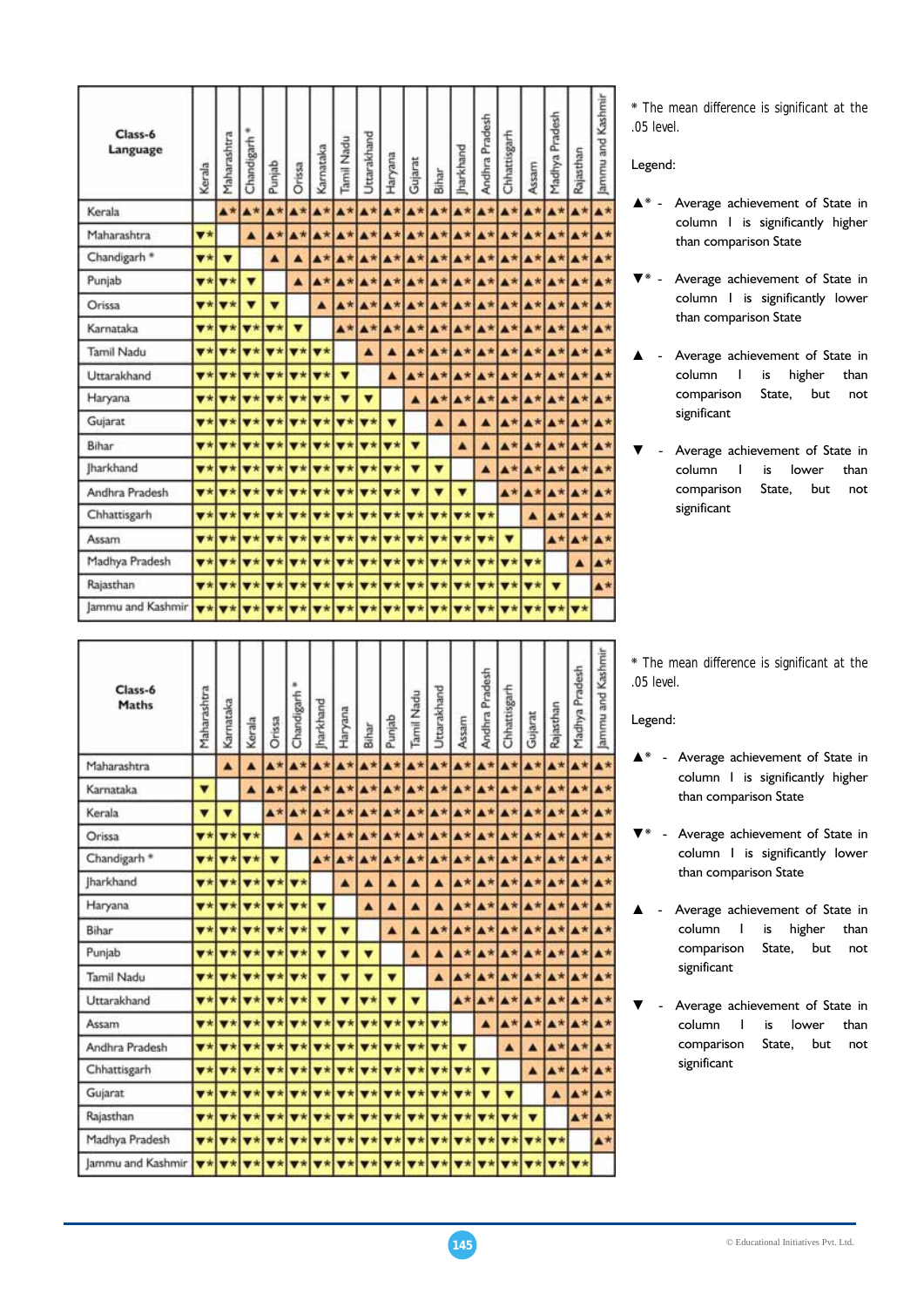| Class-6 Language | Kerala | Maharashtra | Chandigarh * | Punjab | Orissa | Karnataka | Tamil Nadu | Uttarakhand | Haryana | Gujarat | Bihar | Jharkhand | Andhra Pradesh | Chhattisgarh | Assam | Madhya Pradesh | Rajasthan | Jammu and Kashmir |
|---|---|---|---|---|---|---|---|---|---|---|---|---|---|---|---|---|---|---|
| Kerala | | ▲* | ▲* | ▲* | ▲* | ▲* | ▲* | ▲* | ▲* | ▲* | ▲* | ▲* | ▲* | ▲* | ▲* | ▲* | ▲* | ▲* |
| Maharashtra | ▼* | | ▲ | ▲* | ▲* | ▲* | ▲* | ▲* | ▲* | ▲* | ▲* | ▲* | ▲* | ▲* | ▲* | ▲* | ▲* | ▲* |
| Chandigarh * | ▼* | ▼ | | ▲ | ▲ | ▲* | ▲* | ▲* | ▲* | ▲* | ▲* | ▲* | ▲* | ▲* | ▲* | ▲* | ▲* | ▲* |
| Punjab | ▼* | ▼* | ▼ | | ▲ | ▲* | ▲* | ▲* | ▲* | ▲* | ▲* | ▲* | ▲* | ▲* | ▲* | ▲* | ▲* | ▲* |
| Orissa | ▼* | ▼* | ▼ | ▼ | | ▲ | ▲* | ▲* | ▲* | ▲* | ▲* | ▲* | ▲* | ▲* | ▲* | ▲* | ▲* | ▲* |
| Karnataka | ▼* | ▼* | ▼* | ▼* | ▼ | | ▲* | ▲* | ▲* | ▲* | ▲* | ▲* | ▲* | ▲* | ▲* | ▲* | ▲* | ▲* |
| Tamil Nadu | ▼* | ▼* | ▼* | ▼* | ▼* | ▼* | | ▲ | ▲ | ▲* | ▲* | ▲* | ▲* | ▲* | ▲* | ▲* | ▲* | ▲* |
| Uttarakhand | ▼* | ▼* | ▼* | ▼* | ▼* | ▼* | ▼ | | ▲ | ▲* | ▲* | ▲* | ▲* | ▲* | ▲* | ▲* | ▲* | ▲* |
| Haryana | ▼* | ▼* | ▼* | ▼* | ▼* | ▼* | ▼ | ▼ | | ▲ | ▲* | ▲* | ▲* | ▲* | ▲* | ▲* | ▲* | ▲* |
| Gujarat | ▼* | ▼* | ▼* | ▼* | ▼* | ▼* | ▼* | ▼* | ▼ | | ▲ | ▲ | ▲ | ▲* | ▲* | ▲* | ▲* | ▲* |
| Bihar | ▼* | ▼* | ▼* | ▼* | ▼* | ▼* | ▼* | ▼* | ▼* | ▼ | | ▲ | ▲ | ▲* | ▲* | ▲* | ▲* | ▲* |
| Jharkhand | ▼* | ▼* | ▼* | ▼* | ▼* | ▼* | ▼* | ▼* | ▼* | ▼ | ▼ | | ▲ | ▲* | ▲* | ▲* | ▲* | ▲* |
| Andhra Pradesh | ▼* | ▼* | ▼* | ▼* | ▼* | ▼* | ▼* | ▼* | ▼* | ▼ | ▼ | ▼ | | ▲* | ▲* | ▲* | ▲* | ▲* |
| Chhattisgarh | ▼* | ▼* | ▼* | ▼* | ▼* | ▼* | ▼* | ▼* | ▼* | ▼* | ▼* | ▼* | ▼* | | ▲ | ▲* | ▲* | ▲* |
| Assam | ▼* | ▼* | ▼* | ▼* | ▼* | ▼* | ▼* | ▼* | ▼* | ▼* | ▼* | ▼* | ▼* | ▼ | | ▲* | ▲* | ▲* |
| Madhya Pradesh | ▼* | ▼* | ▼* | ▼* | ▼* | ▼* | ▼* | ▼* | ▼* | ▼* | ▼* | ▼* | ▼* | ▼* | ▼* | | ▲ | ▲* |
| Rajasthan | ▼* | ▼* | ▼* | ▼* | ▼* | ▼* | ▼* | ▼* | ▼* | ▼* | ▼* | ▼* | ▼* | ▼* | ▼* | ▼ | | ▲* |
| Jammu and Kashmir | ▼* | ▼* | ▼* | ▼* | ▼* | ▼* | ▼* | ▼* | ▼* | ▼* | ▼* | ▼* | ▼* | ▼* | ▼* | ▼* | ▼* | |

\* The mean difference is significant at the .05 level.

Legend:

- ▲* - Average achievement of State in column I is significantly higher than comparison State
- ▼* - Average achievement of State in column I is significantly lower than comparison State
- ▲ - Average achievement of State in column I is higher than comparison State, but not significant
- ▼ - Average achievement of State in column I is lower than comparison State, but not significant

| Class-6 Maths | Maharashtra | Karnataka | Kerala | Orissa | Chandigarh * | Jharkhand | Haryana | Bihar | Punjab | Tamil Nadu | Uttarakhand | Assam | Andhra Pradesh | Chhattisgarh | Gujarat | Rajasthan | Madhya Pradesh | Jammu and Kashmir |
|---|---|---|---|---|---|---|---|---|---|---|---|---|---|---|---|---|---|---|
| Maharashtra | | ▲ | ▲ | ▲* | ▲* | ▲* | ▲* | ▲* | ▲* | ▲* | ▲* | ▲* | ▲* | ▲* | ▲* | ▲* | ▲* | ▲* |
| Karnataka | ▼ | | ▲ | ▲* | ▲* | ▲* | ▲* | ▲* | ▲* | ▲* | ▲* | ▲* | ▲* | ▲* | ▲* | ▲* | ▲* | ▲* |
| Kerala | ▼ | ▼ | | ▲* | ▲* | ▲* | ▲* | ▲* | ▲* | ▲* | ▲* | ▲* | ▲* | ▲* | ▲* | ▲* | ▲* | ▲* |
| Orissa | ▼* | ▼* | ▼* | | ▲ | ▲* | ▲* | ▲* | ▲* | ▲* | ▲* | ▲* | ▲* | ▲* | ▲* | ▲* | ▲* | ▲* |
| Chandigarh * | ▼* | ▼* | ▼* | ▼ | | ▲* | ▲* | ▲* | ▲* | ▲* | ▲* | ▲* | ▲* | ▲* | ▲* | ▲* | ▲* | ▲* |
| Jharkhand | ▼* | ▼* | ▼* | ▼* | ▼* | | ▲ | ▲ | ▲ | ▲ | ▲ | ▲* | ▲* | ▲* | ▲* | ▲* | ▲* | ▲* |
| Haryana | ▼* | ▼* | ▼* | ▼* | ▼* | ▼ | | ▲ | ▲ | ▲ | ▲ | ▲* | ▲* | ▲* | ▲* | ▲* | ▲* | ▲* |
| Bihar | ▼* | ▼* | ▼* | ▼* | ▼* | ▼ | ▼ | | ▲ | ▲ | ▲* | ▲* | ▲* | ▲* | ▲* | ▲* | ▲* | ▲* |
| Punjab | ▼* | ▼* | ▼* | ▼* | ▼* | ▼ | ▼ | ▼ | | ▲ | ▲ | ▲* | ▲* | ▲* | ▲* | ▲* | ▲* | ▲* |
| Tamil Nadu | ▼* | ▼* | ▼* | ▼* | ▼* | ▼ | ▼ | ▼ | ▼ | | ▲ | ▲* | ▲* | ▲* | ▲* | ▲* | ▲* | ▲* |
| Uttarakhand | ▼* | ▼* | ▼* | ▼* | ▼* | ▼ | ▼ | ▼* | ▼ | ▼ | | ▲* | ▲* | ▲* | ▲* | ▲* | ▲* | ▲* |
| Assam | ▼* | ▼* | ▼* | ▼* | ▼* | ▼* | ▼* | ▼* | ▼* | ▼* | ▼* | | ▲ | ▲* | ▲* | ▲* | ▲* | ▲* |
| Andhra Pradesh | ▼* | ▼* | ▼* | ▼* | ▼* | ▼* | ▼* | ▼* | ▼* | ▼* | ▼* | ▼ | | ▲ | ▲ | ▲* | ▲* | ▲* |
| Chhattisgarh | ▼* | ▼* | ▼* | ▼* | ▼* | ▼* | ▼* | ▼* | ▼* | ▼* | ▼* | ▼* | ▼ | | ▲ | ▲* | ▲* | ▲* |
| Gujarat | ▼* | ▼* | ▼* | ▼* | ▼* | ▼* | ▼* | ▼* | ▼* | ▼* | ▼* | ▼* | ▼ | ▼ | | ▲ | ▲* | ▲* |
| Rajasthan | ▼* | ▼* | ▼* | ▼* | ▼* | ▼* | ▼* | ▼* | ▼* | ▼* | ▼* | ▼* | ▼* | ▼* | ▼ | | ▲* | ▲* |
| Madhya Pradesh | ▼* | ▼* | ▼* | ▼* | ▼* | ▼* | ▼* | ▼* | ▼* | ▼* | ▼* | ▼* | ▼* | ▼* | ▼* | ▼* | | ▲* |
| Jammu and Kashmir | ▼* | ▼* | ▼* | ▼* | ▼* | ▼* | ▼* | ▼* | ▼* | ▼* | ▼* | ▼* | ▼* | ▼* | ▼* | ▼* | ▼* | |

\* The mean difference is significant at the .05 level.

Legend:

- ▲* - Average achievement of State in column I is significantly higher than comparison State
- ▼* - Average achievement of State in column I is significantly lower than comparison State
- ▲ - Average achievement of State in column I is higher than comparison State, but not significant
- ▼ - Average achievement of State in column I is lower than comparison State, but not significant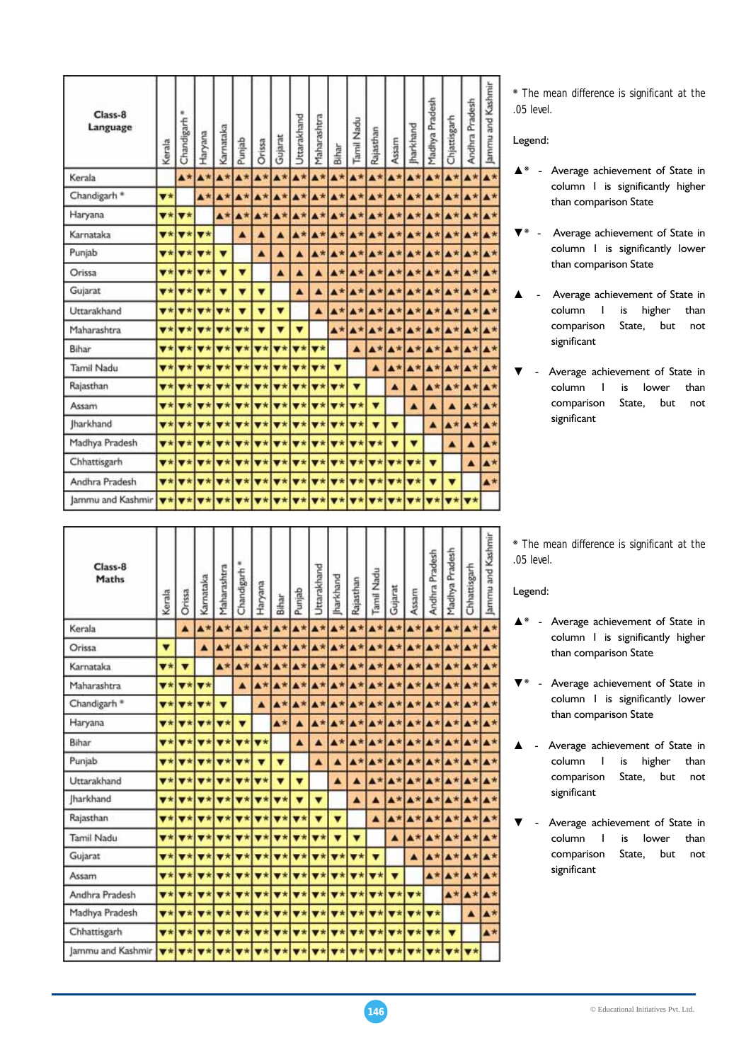| Class-8 Language | Kerala | Chandigarh * | Haryana | Karnataka | Punjab | Orissa | Gujarat | Uttarakhand | Maharashtra | Bihar | Tamil Nadu | Rajasthan | Assam | Jharkhand | Madhya Pradesh | Chhattisgarh | Andhra Pradesh | Jammu and Kashmir |
|---|---|---|---|---|---|---|---|---|---|---|---|---|---|---|---|---|---|---|
| Kerala | | ▲* | ▲* | ▲* | ▲* | ▲* | ▲* | ▲* | ▲* | ▲* | ▲* | ▲* | ▲* | ▲* | ▲* | ▲* | ▲* | ▲* |
| Chandigarh * | ▼* | | ▲* | ▲* | ▲* | ▲* | ▲* | ▲* | ▲* | ▲* | ▲* | ▲* | ▲* | ▲* | ▲* | ▲* | ▲* | ▲* |
| Haryana | ▼* | ▼* | | ▲* | ▲* | ▲* | ▲* | ▲* | ▲* | ▲* | ▲* | ▲* | ▲* | ▲* | ▲* | ▲* | ▲* | ▲* |
| Karnataka | ▼* | ▼* | ▼* | | ▲ | ▲ | ▲ | ▲* | ▲* | ▲* | ▲* | ▲* | ▲* | ▲* | ▲* | ▲* | ▲* | ▲* |
| Punjab | ▼* | ▼* | ▼* | ▼ | | ▲ | ▲ | ▲ | ▲* | ▲* | ▲* | ▲* | ▲* | ▲* | ▲* | ▲* | ▲* | ▲* |
| Orissa | ▼* | ▼* | ▼* | ▼ | ▼ | | ▲ | ▲ | ▲ | ▲* | ▲* | ▲* | ▲* | ▲* | ▲* | ▲* | ▲* | ▲* |
| Gujarat | ▼* | ▼* | ▼* | ▼ | ▼ | ▼ | | ▲ | ▲ | ▲* | ▲* | ▲* | ▲* | ▲* | ▲* | ▲* | ▲* | ▲* |
| Uttarakhand | ▼* | ▼* | ▼* | ▼* | ▼ | ▼ | ▼ | | ▲ | ▲* | ▲* | ▲* | ▲* | ▲* | ▲* | ▲* | ▲* | ▲* |
| Maharashtra | ▼* | ▼* | ▼* | ▼* | ▼* | ▼ | ▼ | ▼ | | ▲* | ▲* | ▲* | ▲* | ▲* | ▲* | ▲* | ▲* | ▲* |
| Bihar | ▼* | ▼* | ▼* | ▼* | ▼* | ▼* | ▼* | ▼* | ▼* | | ▲ | ▲* | ▲* | ▲* | ▲* | ▲* | ▲* | ▲* |
| Tamil Nadu | ▼* | ▼* | ▼* | ▼* | ▼* | ▼* | ▼* | ▼* | ▼* | ▼ | | ▲ | ▲* | ▲* | ▲* | ▲* | ▲* | ▲* |
| Rajasthan | ▼* | ▼* | ▼* | ▼* | ▼* | ▼* | ▼* | ▼* | ▼* | ▼* | ▼ | | ▲ | ▲ | ▲* | ▲* | ▲* | ▲* |
| Assam | ▼* | ▼* | ▼* | ▼* | ▼* | ▼* | ▼* | ▼* | ▼* | ▼* | ▼* | ▼ | | ▲ | ▲ | ▲ | ▲* | ▲* |
| Jharkhand | ▼* | ▼* | ▼* | ▼* | ▼* | ▼* | ▼* | ▼* | ▼* | ▼* | ▼* | ▼ | ▼ | | ▲ | ▲* | ▲* | ▲* |
| Madhya Pradesh | ▼* | ▼* | ▼* | ▼* | ▼* | ▼* | ▼* | ▼* | ▼* | ▼* | ▼* | ▼* | ▼ | ▼ | | ▲ | ▲ | ▲* |
| Chhattisgarh | ▼* | ▼* | ▼* | ▼* | ▼* | ▼* | ▼* | ▼* | ▼* | ▼* | ▼* | ▼* | ▼ | ▼* | ▼ | | ▲ | ▲* |
| Andhra Pradesh | ▼* | ▼* | ▼* | ▼* | ▼* | ▼* | ▼* | ▼* | ▼* | ▼* | ▼* | ▼* | ▼* | ▼* | ▼ | ▼ | | ▲* |
| Jammu and Kashmir | ▼* | ▼* | ▼* | ▼* | ▼* | ▼* | ▼* | ▼* | ▼* | ▼* | ▼* | ▼* | ▼* | ▼* | ▼* | ▼* | ▼* | |

* The mean difference is significant at the .05 level.

Legend:

- ▲* - Average achievement of State in column I is significantly higher than comparison State
- ▼* - Average achievement of State in column I is significantly lower than comparison State
- ▲ - Average achievement of State in column I is higher than comparison State, but not significant
- ▼ - Average achievement of State in column I is lower than comparison State, but not significant

| Class-8 Maths | Kerala | Orissa | Karnataka | Maharashtra | Chandigarh * | Haryana | Bihar | Punjab | Uttarakhand | Jharkhand | Rajasthan | Tamil Nadu | Gujarat | Assam | Andhra Pradesh | Madhya Pradesh | Chhattisgarh | Jammu and Kashmir |
|---|---|---|---|---|---|---|---|---|---|---|---|---|---|---|---|---|---|---|
| Kerala | | ▲ | ▲* | ▲* | ▲* | ▲* | ▲* | ▲* | ▲* | ▲* | ▲* | ▲* | ▲* | ▲* | ▲* | ▲* | ▲* | ▲* |
| Orissa | ▼ | | ▲ | ▲* | ▲* | ▲* | ▲* | ▲* | ▲* | ▲* | ▲* | ▲* | ▲* | ▲* | ▲* | ▲* | ▲* | ▲* |
| Karnataka | ▼* | ▼ | | ▲* | ▲* | ▲* | ▲* | ▲* | ▲* | ▲* | ▲* | ▲* | ▲* | ▲* | ▲* | ▲* | ▲* | ▲* |
| Maharashtra | ▼* | ▼* | ▼* | | ▲ | ▲* | ▲* | ▲* | ▲* | ▲* | ▲* | ▲* | ▲* | ▲* | ▲* | ▲* | ▲* | ▲* |
| Chandigarh * | ▼* | ▼* | ▼* | ▼ | | ▲ | ▲* | ▲* | ▲* | ▲* | ▲* | ▲* | ▲* | ▲* | ▲* | ▲* | ▲* | ▲* |
| Haryana | ▼* | ▼* | ▼* | ▼* | ▼ | | ▲* | ▲ | ▲* | ▲* | ▲* | ▲* | ▲* | ▲* | ▲* | ▲* | ▲* | ▲* |
| Bihar | ▼* | ▼* | ▼* | ▼* | ▼* | ▼* | | ▲ | ▲ | ▲* | ▲* | ▲* | ▲* | ▲* | ▲* | ▲* | ▲* | ▲* |
| Punjab | ▼* | ▼* | ▼* | ▼* | ▼* | ▼ | ▼ | | ▲ | ▲ | ▲* | ▲* | ▲* | ▲* | ▲* | ▲* | ▲* | ▲* |
| Uttarakhand | ▼* | ▼* | ▼* | ▼* | ▼* | ▼* | ▼ | ▼ | | ▲ | ▲ | ▲* | ▲* | ▲* | ▲* | ▲* | ▲* | ▲* |
| Jharkhand | ▼* | ▼* | ▼* | ▼* | ▼* | ▼* | ▼* | ▼ | ▼ | | ▲ | ▲ | ▲* | ▲* | ▲* | ▲* | ▲* | ▲* |
| Rajasthan | ▼* | ▼* | ▼* | ▼* | ▼* | ▼* | ▼* | ▼* | ▼ | ▼ | | ▲ | ▲* | ▲* | ▲* | ▲* | ▲* | ▲* |
| Tamil Nadu | ▼* | ▼* | ▼* | ▼* | ▼* | ▼* | ▼* | ▼* | ▼* | ▼ | ▼ | | ▲ | ▲* | ▲* | ▲* | ▲* | ▲* |
| Gujarat | ▼* | ▼* | ▼* | ▼* | ▼* | ▼* | ▼* | ▼* | ▼* | ▼* | ▼* | ▼ | | ▲ | ▲* | ▲* | ▲* | ▲* |
| Assam | ▼* | ▼* | ▼* | ▼* | ▼* | ▼* | ▼* | ▼* | ▼* | ▼* | ▼* | ▼* | ▼ | | ▲* | ▲* | ▲* | ▲* |
| Andhra Pradesh | ▼* | ▼* | ▼* | ▼* | ▼* | ▼* | ▼* | ▼* | ▼* | ▼* | ▼* | ▼* | ▼* | ▼* | | ▲* | ▲* | ▲* |
| Madhya Pradesh | ▼* | ▼* | ▼* | ▼* | ▼* | ▼* | ▼* | ▼* | ▼* | ▼* | ▼* | ▼* | ▼* | ▼* | ▼* | | ▲ | ▲* |
| Chhattisgarh | ▼* | ▼* | ▼* | ▼* | ▼* | ▼* | ▼* | ▼* | ▼* | ▼* | ▼* | ▼* | ▼* | ▼* | ▼* | ▼ | | ▲* |
| Jammu and Kashmir | ▼* | ▼* | ▼* | ▼* | ▼* | ▼* | ▼* | ▼* | ▼* | ▼* | ▼* | ▼* | ▼* | ▼* | ▼* | ▼* | ▼* | |

* The mean difference is significant at the .05 level.

Legend:

- ▲* - Average achievement of State in column I is significantly higher than comparison State
- ▼* - Average achievement of State in column I is significantly lower than comparison State
- ▲ - Average achievement of State in column I is higher than comparison State, but not significant
- ▼ - Average achievement of State in column I is lower than comparison State, but not significant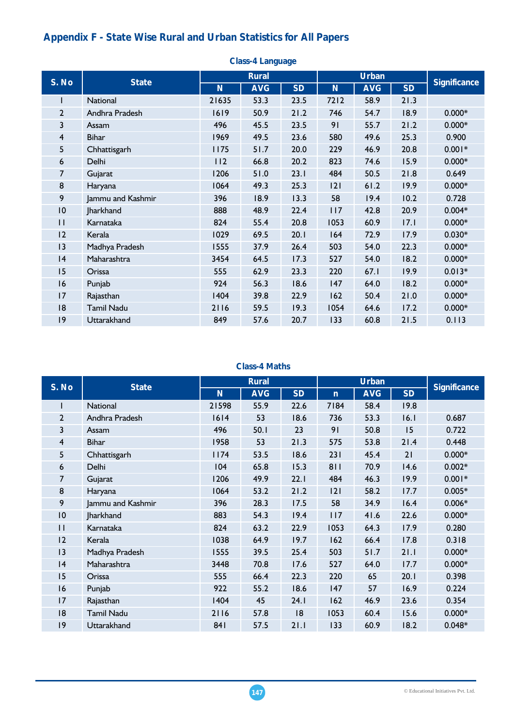# Appendix F - State Wise Rural and Urban Statistics for All Papers

### Class-4 Language

| S. No | State | Rural | | | Urban | | | Significance |
|---|---|---|---|---|---|---|---|---|
| | | N | AVG | SD | N | AVG | SD | |
| 1 | National | 21635 | 53.3 | 23.5 | 7212 | 58.9 | 21.3 | |
| 2 | Andhra Pradesh | 1619 | 50.9 | 21.2 | 746 | 54.7 | 18.9 | 0.000* |
| 3 | Assam | 496 | 45.5 | 23.5 | 91 | 55.7 | 21.2 | 0.000* |
| 4 | Bihar | 1969 | 49.5 | 23.6 | 580 | 49.6 | 25.3 | 0.900 |
| 5 | Chhattisgarh | 1175 | 51.7 | 20.0 | 229 | 46.9 | 20.8 | 0.001* |
| 6 | Delhi | 112 | 66.8 | 20.2 | 823 | 74.6 | 15.9 | 0.000* |
| 7 | Gujarat | 1206 | 51.0 | 23.1 | 484 | 50.5 | 21.8 | 0.649 |
| 8 | Haryana | 1064 | 49.3 | 25.3 | 121 | 61.2 | 19.9 | 0.000* |
| 9 | Jammu and Kashmir | 396 | 18.9 | 13.3 | 58 | 19.4 | 10.2 | 0.728 |
| 10 | Jharkhand | 888 | 48.9 | 22.4 | 117 | 42.8 | 20.9 | 0.004* |
| 11 | Karnataka | 824 | 55.4 | 20.8 | 1053 | 60.9 | 17.1 | 0.000* |
| 12 | Kerala | 1029 | 69.5 | 20.1 | 164 | 72.9 | 17.9 | 0.030* |
| 13 | Madhya Pradesh | 1555 | 37.9 | 26.4 | 503 | 54.0 | 22.3 | 0.000* |
| 14 | Maharashtra | 3454 | 64.5 | 17.3 | 527 | 54.0 | 18.2 | 0.000* |
| 15 | Orissa | 555 | 62.9 | 23.3 | 220 | 67.1 | 19.9 | 0.013* |
| 16 | Punjab | 924 | 56.3 | 18.6 | 147 | 64.0 | 18.2 | 0.000* |
| 17 | Rajasthan | 1404 | 39.8 | 22.9 | 162 | 50.4 | 21.0 | 0.000* |
| 18 | Tamil Nadu | 2116 | 59.5 | 19.3 | 1054 | 64.6 | 17.2 | 0.000* |
| 19 | Uttarakhand | 849 | 57.6 | 20.7 | 133 | 60.8 | 21.5 | 0.113 |

### Class-4 Maths

| S. No | State | Rural | | | Urban | | | Significance |
|---|---|---|---|---|---|---|---|---|
| | | N | AVG | SD | n | AVG | SD | |
| 1 | National | 21598 | 55.9 | 22.6 | 7184 | 58.4 | 19.8 | |
| 2 | Andhra Pradesh | 1614 | 53 | 18.6 | 736 | 53.3 | 16.1 | 0.687 |
| 3 | Assam | 496 | 50.1 | 23 | 91 | 50.8 | 15 | 0.722 |
| 4 | Bihar | 1958 | 53 | 21.3 | 575 | 53.8 | 21.4 | 0.448 |
| 5 | Chhattisgarh | 1174 | 53.5 | 18.6 | 231 | 45.4 | 21 | 0.000* |
| 6 | Delhi | 104 | 65.8 | 15.3 | 811 | 70.9 | 14.6 | 0.002* |
| 7 | Gujarat | 1206 | 49.9 | 22.1 | 484 | 46.3 | 19.9 | 0.001* |
| 8 | Haryana | 1064 | 53.2 | 21.2 | 121 | 58.2 | 17.7 | 0.005* |
| 9 | Jammu and Kashmir | 396 | 28.3 | 17.5 | 58 | 34.9 | 16.4 | 0.006* |
| 10 | Jharkhand | 883 | 54.3 | 19.4 | 117 | 41.6 | 22.6 | 0.000* |
| 11 | Karnataka | 824 | 63.2 | 22.9 | 1053 | 64.3 | 17.9 | 0.280 |
| 12 | Kerala | 1038 | 64.9 | 19.7 | 162 | 66.4 | 17.8 | 0.318 |
| 13 | Madhya Pradesh | 1555 | 39.5 | 25.4 | 503 | 51.7 | 21.1 | 0.000* |
| 14 | Maharashtra | 3448 | 70.8 | 17.6 | 527 | 64.0 | 17.7 | 0.000* |
| 15 | Orissa | 555 | 66.4 | 22.3 | 220 | 65 | 20.1 | 0.398 |
| 16 | Punjab | 922 | 55.2 | 18.6 | 147 | 57 | 16.9 | 0.224 |
| 17 | Rajasthan | 1404 | 45 | 24.1 | 162 | 46.9 | 23.6 | 0.354 |
| 18 | Tamil Nadu | 2116 | 57.8 | 18 | 1053 | 60.4 | 15.6 | 0.000* |
| 19 | Uttarakhand | 841 | 57.5 | 21.1 | 133 | 60.9 | 18.2 | 0.048* |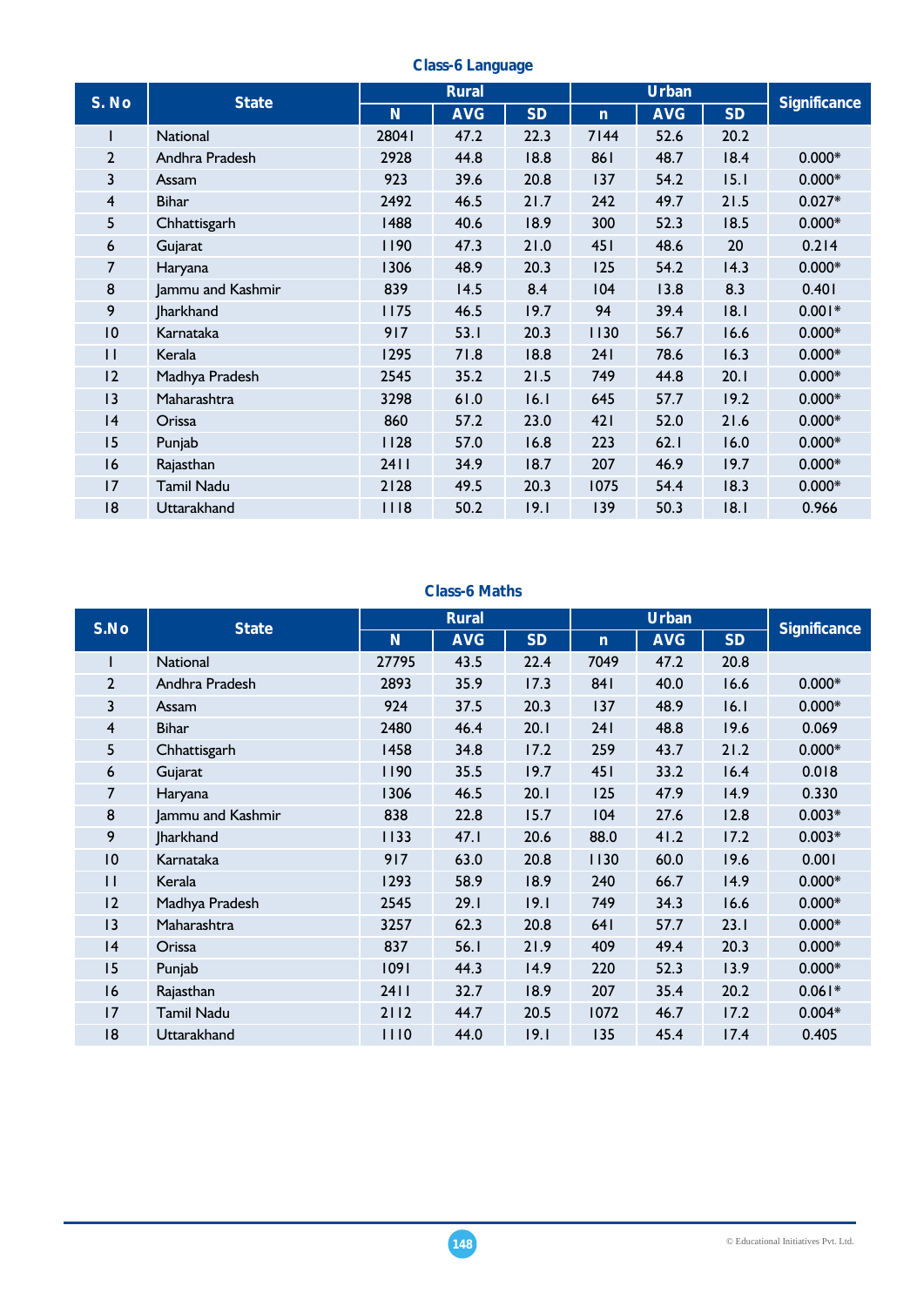### Class-6 Language

| S. No | State | Rural | | | Urban | | | Significance |
|---|---|---|---|---|---|---|---|---|
| | | N | AVG | SD | n | AVG | SD | |
| 1 | National | 28041 | 47.2 | 22.3 | 7144 | 52.6 | 20.2 | |
| 2 | Andhra Pradesh | 2928 | 44.8 | 18.8 | 861 | 48.7 | 18.4 | 0.000* |
| 3 | Assam | 923 | 39.6 | 20.8 | 137 | 54.2 | 15.1 | 0.000* |
| 4 | Bihar | 2492 | 46.5 | 21.7 | 242 | 49.7 | 21.5 | 0.027* |
| 5 | Chhattisgarh | 1488 | 40.6 | 18.9 | 300 | 52.3 | 18.5 | 0.000* |
| 6 | Gujarat | 1190 | 47.3 | 21.0 | 451 | 48.6 | 20 | 0.214 |
| 7 | Haryana | 1306 | 48.9 | 20.3 | 125 | 54.2 | 14.3 | 0.000* |
| 8 | Jammu and Kashmir | 839 | 14.5 | 8.4 | 104 | 13.8 | 8.3 | 0.401 |
| 9 | Jharkhand | 1175 | 46.5 | 19.7 | 94 | 39.4 | 18.1 | 0.001* |
| 10 | Karnataka | 917 | 53.1 | 20.3 | 1130 | 56.7 | 16.6 | 0.000* |
| 11 | Kerala | 1295 | 71.8 | 18.8 | 241 | 78.6 | 16.3 | 0.000* |
| 12 | Madhya Pradesh | 2545 | 35.2 | 21.5 | 749 | 44.8 | 20.1 | 0.000* |
| 13 | Maharashtra | 3298 | 61.0 | 16.1 | 645 | 57.7 | 19.2 | 0.000* |
| 14 | Orissa | 860 | 57.2 | 23.0 | 421 | 52.0 | 21.6 | 0.000* |
| 15 | Punjab | 1128 | 57.0 | 16.8 | 223 | 62.1 | 16.0 | 0.000* |
| 16 | Rajasthan | 2411 | 34.9 | 18.7 | 207 | 46.9 | 19.7 | 0.000* |
| 17 | Tamil Nadu | 2128 | 49.5 | 20.3 | 1075 | 54.4 | 18.3 | 0.000* |
| 18 | Uttarakhand | 1118 | 50.2 | 19.1 | 139 | 50.3 | 18.1 | 0.966 |

### Class-6 Maths

| S.No | State | Rural | | | Urban | | | Significance |
|---|---|---|---|---|---|---|---|---|
| | | N | AVG | SD | n | AVG | SD | |
| 1 | National | 27795 | 43.5 | 22.4 | 7049 | 47.2 | 20.8 | |
| 2 | Andhra Pradesh | 2893 | 35.9 | 17.3 | 841 | 40.0 | 16.6 | 0.000* |
| 3 | Assam | 924 | 37.5 | 20.3 | 137 | 48.9 | 16.1 | 0.000* |
| 4 | Bihar | 2480 | 46.4 | 20.1 | 241 | 48.8 | 19.6 | 0.069 |
| 5 | Chhattisgarh | 1458 | 34.8 | 17.2 | 259 | 43.7 | 21.2 | 0.000* |
| 6 | Gujarat | 1190 | 35.5 | 19.7 | 451 | 33.2 | 16.4 | 0.018 |
| 7 | Haryana | 1306 | 46.5 | 20.1 | 125 | 47.9 | 14.9 | 0.330 |
| 8 | Jammu and Kashmir | 838 | 22.8 | 15.7 | 104 | 27.6 | 12.8 | 0.003* |
| 9 | Jharkhand | 1133 | 47.1 | 20.6 | 88.0 | 41.2 | 17.2 | 0.003* |
| 10 | Karnataka | 917 | 63.0 | 20.8 | 1130 | 60.0 | 19.6 | 0.001 |
| 11 | Kerala | 1293 | 58.9 | 18.9 | 240 | 66.7 | 14.9 | 0.000* |
| 12 | Madhya Pradesh | 2545 | 29.1 | 19.1 | 749 | 34.3 | 16.6 | 0.000* |
| 13 | Maharashtra | 3257 | 62.3 | 20.8 | 641 | 57.7 | 23.1 | 0.000* |
| 14 | Orissa | 837 | 56.1 | 21.9 | 409 | 49.4 | 20.3 | 0.000* |
| 15 | Punjab | 1091 | 44.3 | 14.9 | 220 | 52.3 | 13.9 | 0.000* |
| 16 | Rajasthan | 2411 | 32.7 | 18.9 | 207 | 35.4 | 20.2 | 0.061* |
| 17 | Tamil Nadu | 2112 | 44.7 | 20.5 | 1072 | 46.7 | 17.2 | 0.004* |
| 18 | Uttarakhand | 1110 | 44.0 | 19.1 | 135 | 45.4 | 17.4 | 0.405 |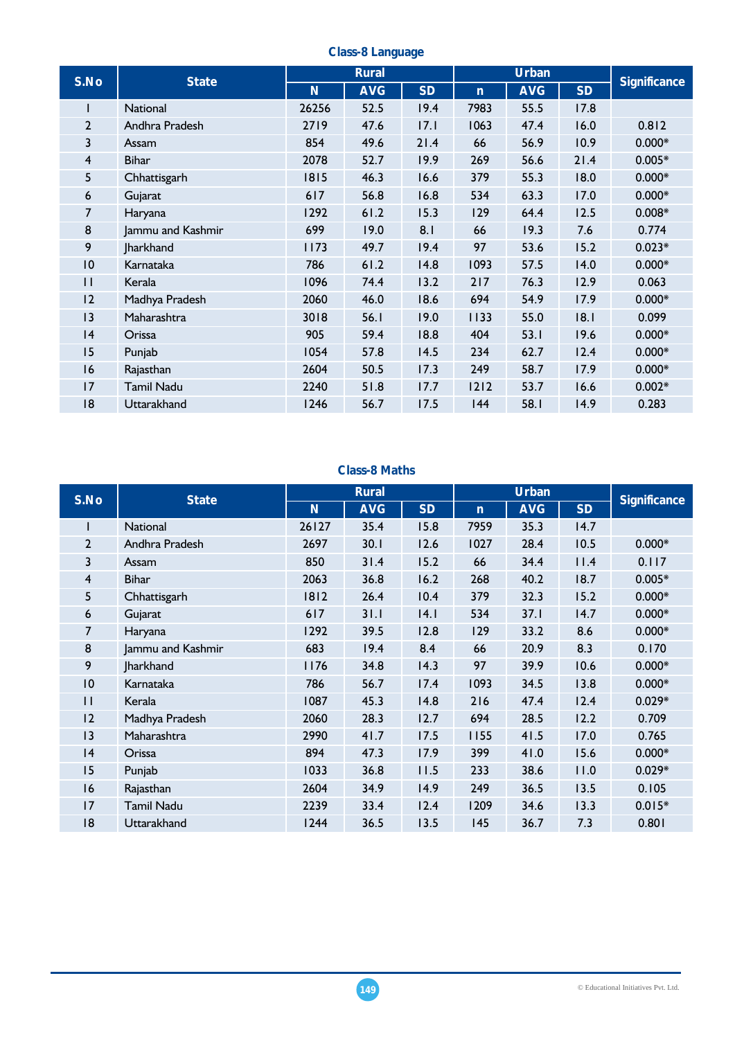### Class-8 Language

| S.No | State | Rural | | | Urban | | | Significance |
|---|---|---|---|---|---|---|---|---|
| | | N | AVG | SD | n | AVG | SD | |
| 1 | National | 26256 | 52.5 | 19.4 | 7983 | 55.5 | 17.8 | |
| 2 | Andhra Pradesh | 2719 | 47.6 | 17.1 | 1063 | 47.4 | 16.0 | 0.812 |
| 3 | Assam | 854 | 49.6 | 21.4 | 66 | 56.9 | 10.9 | 0.000* |
| 4 | Bihar | 2078 | 52.7 | 19.9 | 269 | 56.6 | 21.4 | 0.005* |
| 5 | Chhattisgarh | 1815 | 46.3 | 16.6 | 379 | 55.3 | 18.0 | 0.000* |
| 6 | Gujarat | 617 | 56.8 | 16.8 | 534 | 63.3 | 17.0 | 0.000* |
| 7 | Haryana | 1292 | 61.2 | 15.3 | 129 | 64.4 | 12.5 | 0.008* |
| 8 | Jammu and Kashmir | 699 | 19.0 | 8.1 | 66 | 19.3 | 7.6 | 0.774 |
| 9 | Jharkhand | 1173 | 49.7 | 19.4 | 97 | 53.6 | 15.2 | 0.023* |
| 10 | Karnataka | 786 | 61.2 | 14.8 | 1093 | 57.5 | 14.0 | 0.000* |
| 11 | Kerala | 1096 | 74.4 | 13.2 | 217 | 76.3 | 12.9 | 0.063 |
| 12 | Madhya Pradesh | 2060 | 46.0 | 18.6 | 694 | 54.9 | 17.9 | 0.000* |
| 13 | Maharashtra | 3018 | 56.1 | 19.0 | 1133 | 55.0 | 18.1 | 0.099 |
| 14 | Orissa | 905 | 59.4 | 18.8 | 404 | 53.1 | 19.6 | 0.000* |
| 15 | Punjab | 1054 | 57.8 | 14.5 | 234 | 62.7 | 12.4 | 0.000* |
| 16 | Rajasthan | 2604 | 50.5 | 17.3 | 249 | 58.7 | 17.9 | 0.000* |
| 17 | Tamil Nadu | 2240 | 51.8 | 17.7 | 1212 | 53.7 | 16.6 | 0.002* |
| 18 | Uttarakhand | 1246 | 56.7 | 17.5 | 144 | 58.1 | 14.9 | 0.283 |

### Class-8 Maths

| S.No | State | Rural | | | Urban | | | Significance |
|---|---|---|---|---|---|---|---|---|
| | | N | AVG | SD | n | AVG | SD | |
| 1 | National | 26127 | 35.4 | 15.8 | 7959 | 35.3 | 14.7 | |
| 2 | Andhra Pradesh | 2697 | 30.1 | 12.6 | 1027 | 28.4 | 10.5 | 0.000* |
| 3 | Assam | 850 | 31.4 | 15.2 | 66 | 34.4 | 11.4 | 0.117 |
| 4 | Bihar | 2063 | 36.8 | 16.2 | 268 | 40.2 | 18.7 | 0.005* |
| 5 | Chhattisgarh | 1812 | 26.4 | 10.4 | 379 | 32.3 | 15.2 | 0.000* |
| 6 | Gujarat | 617 | 31.1 | 14.1 | 534 | 37.1 | 14.7 | 0.000* |
| 7 | Haryana | 1292 | 39.5 | 12.8 | 129 | 33.2 | 8.6 | 0.000* |
| 8 | Jammu and Kashmir | 683 | 19.4 | 8.4 | 66 | 20.9 | 8.3 | 0.170 |
| 9 | Jharkhand | 1176 | 34.8 | 14.3 | 97 | 39.9 | 10.6 | 0.000* |
| 10 | Karnataka | 786 | 56.7 | 17.4 | 1093 | 34.5 | 13.8 | 0.000* |
| 11 | Kerala | 1087 | 45.3 | 14.8 | 216 | 47.4 | 12.4 | 0.029* |
| 12 | Madhya Pradesh | 2060 | 28.3 | 12.7 | 694 | 28.5 | 12.2 | 0.709 |
| 13 | Maharashtra | 2990 | 41.7 | 17.5 | 1155 | 41.5 | 17.0 | 0.765 |
| 14 | Orissa | 894 | 47.3 | 17.9 | 399 | 41.0 | 15.6 | 0.000* |
| 15 | Punjab | 1033 | 36.8 | 11.5 | 233 | 38.6 | 11.0 | 0.029* |
| 16 | Rajasthan | 2604 | 34.9 | 14.9 | 249 | 36.5 | 13.5 | 0.105 |
| 17 | Tamil Nadu | 2239 | 33.4 | 12.4 | 1209 | 34.6 | 13.3 | 0.015* |
| 18 | Uttarakhand | 1244 | 36.5 | 13.5 | 145 | 36.7 | 7.3 | 0.801 |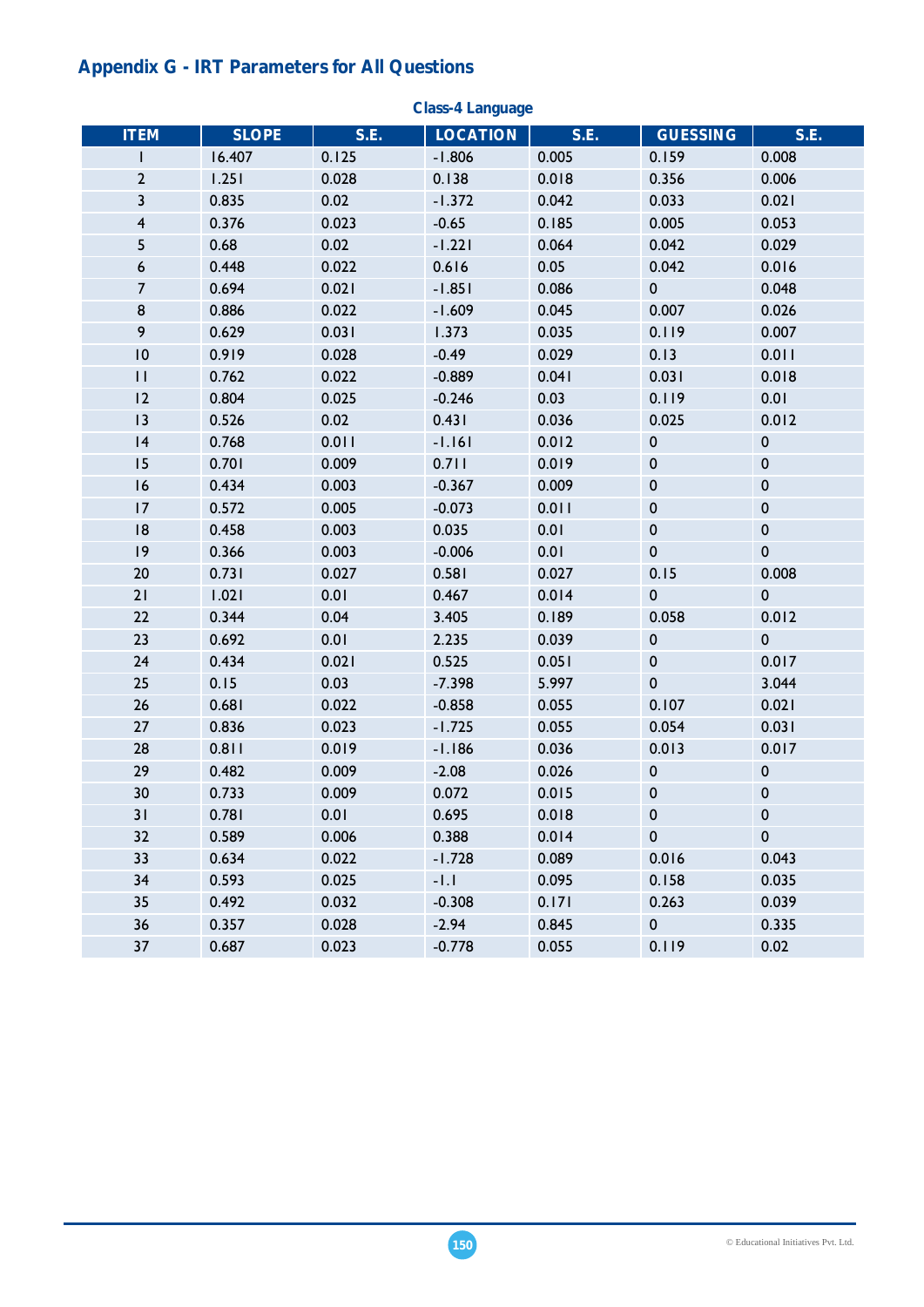## Appendix G - IRT Parameters for All Questions

### Class-4 Language

| ITEM | SLOPE | S.E. | LOCATION | S.E. | GUESSING | S.E. |
|---|---|---|---|---|---|---|
| 1 | 16.407 | 0.125 | -1.806 | 0.005 | 0.159 | 0.008 |
| 2 | 1.251 | 0.028 | 0.138 | 0.018 | 0.356 | 0.006 |
| 3 | 0.835 | 0.02 | -1.372 | 0.042 | 0.033 | 0.021 |
| 4 | 0.376 | 0.023 | -0.65 | 0.185 | 0.005 | 0.053 |
| 5 | 0.68 | 0.02 | -1.221 | 0.064 | 0.042 | 0.029 |
| 6 | 0.448 | 0.022 | 0.616 | 0.05 | 0.042 | 0.016 |
| 7 | 0.694 | 0.021 | -1.851 | 0.086 | 0 | 0.048 |
| 8 | 0.886 | 0.022 | -1.609 | 0.045 | 0.007 | 0.026 |
| 9 | 0.629 | 0.031 | 1.373 | 0.035 | 0.119 | 0.007 |
| 10 | 0.919 | 0.028 | -0.49 | 0.029 | 0.13 | 0.011 |
| 11 | 0.762 | 0.022 | -0.889 | 0.041 | 0.031 | 0.018 |
| 12 | 0.804 | 0.025 | -0.246 | 0.03 | 0.119 | 0.01 |
| 13 | 0.526 | 0.02 | 0.431 | 0.036 | 0.025 | 0.012 |
| 14 | 0.768 | 0.011 | -1.161 | 0.012 | 0 | 0 |
| 15 | 0.701 | 0.009 | 0.711 | 0.019 | 0 | 0 |
| 16 | 0.434 | 0.003 | -0.367 | 0.009 | 0 | 0 |
| 17 | 0.572 | 0.005 | -0.073 | 0.011 | 0 | 0 |
| 18 | 0.458 | 0.003 | 0.035 | 0.01 | 0 | 0 |
| 19 | 0.366 | 0.003 | -0.006 | 0.01 | 0 | 0 |
| 20 | 0.731 | 0.027 | 0.581 | 0.027 | 0.15 | 0.008 |
| 21 | 1.021 | 0.01 | 0.467 | 0.014 | 0 | 0 |
| 22 | 0.344 | 0.04 | 3.405 | 0.189 | 0.058 | 0.012 |
| 23 | 0.692 | 0.01 | 2.235 | 0.039 | 0 | 0 |
| 24 | 0.434 | 0.021 | 0.525 | 0.051 | 0 | 0.017 |
| 25 | 0.15 | 0.03 | -7.398 | 5.997 | 0 | 3.044 |
| 26 | 0.681 | 0.022 | -0.858 | 0.055 | 0.107 | 0.021 |
| 27 | 0.836 | 0.023 | -1.725 | 0.055 | 0.054 | 0.031 |
| 28 | 0.811 | 0.019 | -1.186 | 0.036 | 0.013 | 0.017 |
| 29 | 0.482 | 0.009 | -2.08 | 0.026 | 0 | 0 |
| 30 | 0.733 | 0.009 | 0.072 | 0.015 | 0 | 0 |
| 31 | 0.781 | 0.01 | 0.695 | 0.018 | 0 | 0 |
| 32 | 0.589 | 0.006 | 0.388 | 0.014 | 0 | 0 |
| 33 | 0.634 | 0.022 | -1.728 | 0.089 | 0.016 | 0.043 |
| 34 | 0.593 | 0.025 | -1.1 | 0.095 | 0.158 | 0.035 |
| 35 | 0.492 | 0.032 | -0.308 | 0.171 | 0.263 | 0.039 |
| 36 | 0.357 | 0.028 | -2.94 | 0.845 | 0 | 0.335 |
| 37 | 0.687 | 0.023 | -0.778 | 0.055 | 0.119 | 0.02 |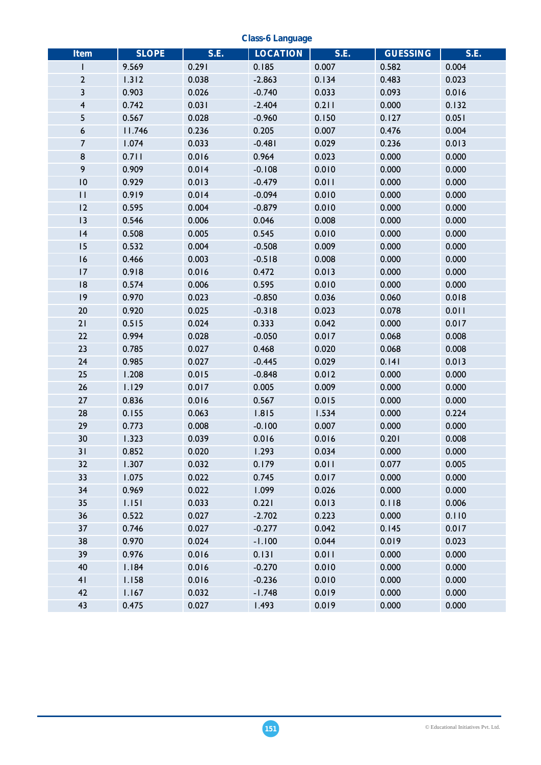**Class-6 Language**

| Item | SLOPE | S.E. | LOCATION | S.E. | GUESSING | S.E. |
|---|---|---|---|---|---|---|
| 1 | 9.569 | 0.291 | 0.185 | 0.007 | 0.582 | 0.004 |
| 2 | 1.312 | 0.038 | -2.863 | 0.134 | 0.483 | 0.023 |
| 3 | 0.903 | 0.026 | -0.740 | 0.033 | 0.093 | 0.016 |
| 4 | 0.742 | 0.031 | -2.404 | 0.211 | 0.000 | 0.132 |
| 5 | 0.567 | 0.028 | -0.960 | 0.150 | 0.127 | 0.051 |
| 6 | 11.746 | 0.236 | 0.205 | 0.007 | 0.476 | 0.004 |
| 7 | 1.074 | 0.033 | -0.481 | 0.029 | 0.236 | 0.013 |
| 8 | 0.711 | 0.016 | 0.964 | 0.023 | 0.000 | 0.000 |
| 9 | 0.909 | 0.014 | -0.108 | 0.010 | 0.000 | 0.000 |
| 10 | 0.929 | 0.013 | -0.479 | 0.011 | 0.000 | 0.000 |
| 11 | 0.919 | 0.014 | -0.094 | 0.010 | 0.000 | 0.000 |
| 12 | 0.595 | 0.004 | -0.879 | 0.010 | 0.000 | 0.000 |
| 13 | 0.546 | 0.006 | 0.046 | 0.008 | 0.000 | 0.000 |
| 14 | 0.508 | 0.005 | 0.545 | 0.010 | 0.000 | 0.000 |
| 15 | 0.532 | 0.004 | -0.508 | 0.009 | 0.000 | 0.000 |
| 16 | 0.466 | 0.003 | -0.518 | 0.008 | 0.000 | 0.000 |
| 17 | 0.918 | 0.016 | 0.472 | 0.013 | 0.000 | 0.000 |
| 18 | 0.574 | 0.006 | 0.595 | 0.010 | 0.000 | 0.000 |
| 19 | 0.970 | 0.023 | -0.850 | 0.036 | 0.060 | 0.018 |
| 20 | 0.920 | 0.025 | -0.318 | 0.023 | 0.078 | 0.011 |
| 21 | 0.515 | 0.024 | 0.333 | 0.042 | 0.000 | 0.017 |
| 22 | 0.994 | 0.028 | -0.050 | 0.017 | 0.068 | 0.008 |
| 23 | 0.785 | 0.027 | 0.468 | 0.020 | 0.068 | 0.008 |
| 24 | 0.985 | 0.027 | -0.445 | 0.029 | 0.141 | 0.013 |
| 25 | 1.208 | 0.015 | -0.848 | 0.012 | 0.000 | 0.000 |
| 26 | 1.129 | 0.017 | 0.005 | 0.009 | 0.000 | 0.000 |
| 27 | 0.836 | 0.016 | 0.567 | 0.015 | 0.000 | 0.000 |
| 28 | 0.155 | 0.063 | 1.815 | 1.534 | 0.000 | 0.224 |
| 29 | 0.773 | 0.008 | -0.100 | 0.007 | 0.000 | 0.000 |
| 30 | 1.323 | 0.039 | 0.016 | 0.016 | 0.201 | 0.008 |
| 31 | 0.852 | 0.020 | 1.293 | 0.034 | 0.000 | 0.000 |
| 32 | 1.307 | 0.032 | 0.179 | 0.011 | 0.077 | 0.005 |
| 33 | 1.075 | 0.022 | 0.745 | 0.017 | 0.000 | 0.000 |
| 34 | 0.969 | 0.022 | 1.099 | 0.026 | 0.000 | 0.000 |
| 35 | 1.151 | 0.033 | 0.221 | 0.013 | 0.118 | 0.006 |
| 36 | 0.522 | 0.027 | -2.702 | 0.223 | 0.000 | 0.110 |
| 37 | 0.746 | 0.027 | -0.277 | 0.042 | 0.145 | 0.017 |
| 38 | 0.970 | 0.024 | -1.100 | 0.044 | 0.019 | 0.023 |
| 39 | 0.976 | 0.016 | 0.131 | 0.011 | 0.000 | 0.000 |
| 40 | 1.184 | 0.016 | -0.270 | 0.010 | 0.000 | 0.000 |
| 41 | 1.158 | 0.016 | -0.236 | 0.010 | 0.000 | 0.000 |
| 42 | 1.167 | 0.032 | -1.748 | 0.019 | 0.000 | 0.000 |
| 43 | 0.475 | 0.027 | 1.493 | 0.019 | 0.000 | 0.000 |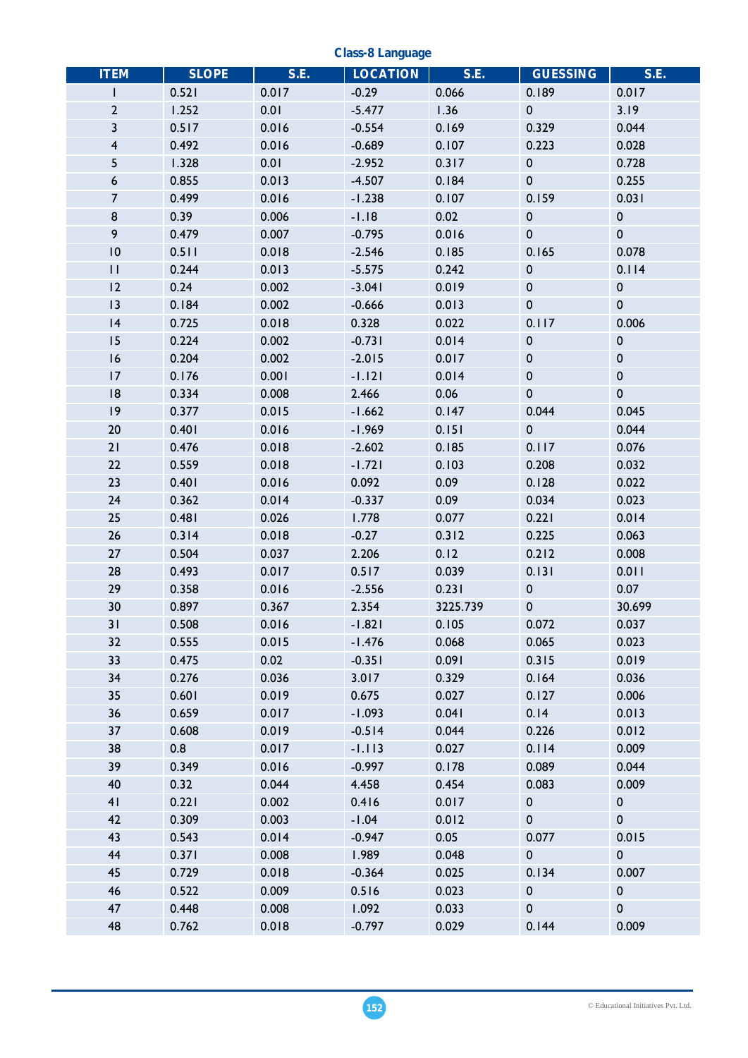## Class-8 Language

| ITEM | SLOPE | S.E. | LOCATION | S.E. | GUESSING | S.E. |
|---|---|---|---|---|---|---|
| 1 | 0.521 | 0.017 | -0.29 | 0.066 | 0.189 | 0.017 |
| 2 | 1.252 | 0.01 | -5.477 | 1.36 | 0 | 3.19 |
| 3 | 0.517 | 0.016 | -0.554 | 0.169 | 0.329 | 0.044 |
| 4 | 0.492 | 0.016 | -0.689 | 0.107 | 0.223 | 0.028 |
| 5 | 1.328 | 0.01 | -2.952 | 0.317 | 0 | 0.728 |
| 6 | 0.855 | 0.013 | -4.507 | 0.184 | 0 | 0.255 |
| 7 | 0.499 | 0.016 | -1.238 | 0.107 | 0.159 | 0.031 |
| 8 | 0.39 | 0.006 | -1.18 | 0.02 | 0 | 0 |
| 9 | 0.479 | 0.007 | -0.795 | 0.016 | 0 | 0 |
| 10 | 0.511 | 0.018 | -2.546 | 0.185 | 0.165 | 0.078 |
| 11 | 0.244 | 0.013 | -5.575 | 0.242 | 0 | 0.114 |
| 12 | 0.24 | 0.002 | -3.041 | 0.019 | 0 | 0 |
| 13 | 0.184 | 0.002 | -0.666 | 0.013 | 0 | 0 |
| 14 | 0.725 | 0.018 | 0.328 | 0.022 | 0.117 | 0.006 |
| 15 | 0.224 | 0.002 | -0.731 | 0.014 | 0 | 0 |
| 16 | 0.204 | 0.002 | -2.015 | 0.017 | 0 | 0 |
| 17 | 0.176 | 0.001 | -1.121 | 0.014 | 0 | 0 |
| 18 | 0.334 | 0.008 | 2.466 | 0.06 | 0 | 0 |
| 19 | 0.377 | 0.015 | -1.662 | 0.147 | 0.044 | 0.045 |
| 20 | 0.401 | 0.016 | -1.969 | 0.151 | 0 | 0.044 |
| 21 | 0.476 | 0.018 | -2.602 | 0.185 | 0.117 | 0.076 |
| 22 | 0.559 | 0.018 | -1.721 | 0.103 | 0.208 | 0.032 |
| 23 | 0.401 | 0.016 | 0.092 | 0.09 | 0.128 | 0.022 |
| 24 | 0.362 | 0.014 | -0.337 | 0.09 | 0.034 | 0.023 |
| 25 | 0.481 | 0.026 | 1.778 | 0.077 | 0.221 | 0.014 |
| 26 | 0.314 | 0.018 | -0.27 | 0.312 | 0.225 | 0.063 |
| 27 | 0.504 | 0.037 | 2.206 | 0.12 | 0.212 | 0.008 |
| 28 | 0.493 | 0.017 | 0.517 | 0.039 | 0.131 | 0.011 |
| 29 | 0.358 | 0.016 | -2.556 | 0.231 | 0 | 0.07 |
| 30 | 0.897 | 0.367 | 2.354 | 3225.739 | 0 | 30.699 |
| 31 | 0.508 | 0.016 | -1.821 | 0.105 | 0.072 | 0.037 |
| 32 | 0.555 | 0.015 | -1.476 | 0.068 | 0.065 | 0.023 |
| 33 | 0.475 | 0.02 | -0.351 | 0.091 | 0.315 | 0.019 |
| 34 | 0.276 | 0.036 | 3.017 | 0.329 | 0.164 | 0.036 |
| 35 | 0.601 | 0.019 | 0.675 | 0.027 | 0.127 | 0.006 |
| 36 | 0.659 | 0.017 | -1.093 | 0.041 | 0.14 | 0.013 |
| 37 | 0.608 | 0.019 | -0.514 | 0.044 | 0.226 | 0.012 |
| 38 | 0.8 | 0.017 | -1.113 | 0.027 | 0.114 | 0.009 |
| 39 | 0.349 | 0.016 | -0.997 | 0.178 | 0.089 | 0.044 |
| 40 | 0.32 | 0.044 | 4.458 | 0.454 | 0.083 | 0.009 |
| 41 | 0.221 | 0.002 | 0.416 | 0.017 | 0 | 0 |
| 42 | 0.309 | 0.003 | -1.04 | 0.012 | 0 | 0 |
| 43 | 0.543 | 0.014 | -0.947 | 0.05 | 0.077 | 0.015 |
| 44 | 0.371 | 0.008 | 1.989 | 0.048 | 0 | 0 |
| 45 | 0.729 | 0.018 | -0.364 | 0.025 | 0.134 | 0.007 |
| 46 | 0.522 | 0.009 | 0.516 | 0.023 | 0 | 0 |
| 47 | 0.448 | 0.008 | 1.092 | 0.033 | 0 | 0 |
| 48 | 0.762 | 0.018 | -0.797 | 0.029 | 0.144 | 0.009 |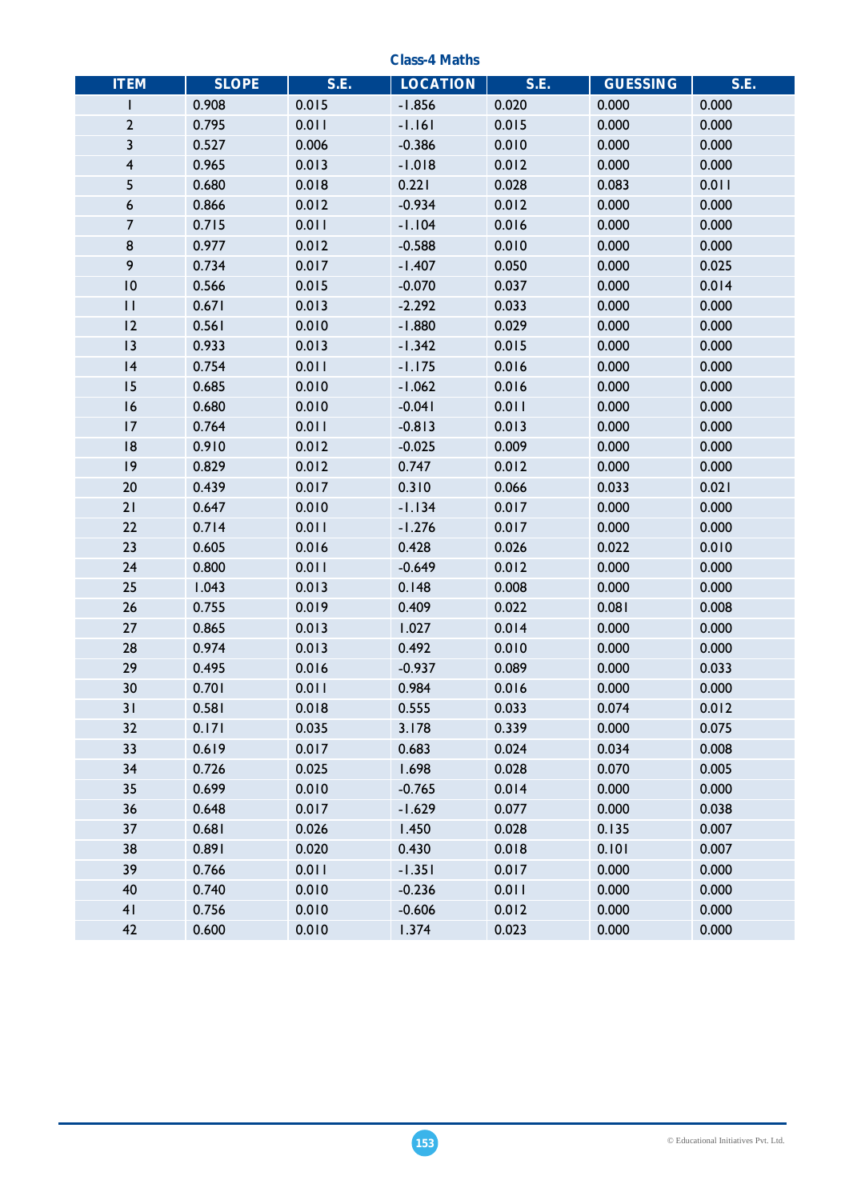### Class-4 Maths

| ITEM | SLOPE | S.E. | LOCATION | S.E. | GUESSING | S.E. |
|---|---|---|---|---|---|---|
| 1 | 0.908 | 0.015 | -1.856 | 0.020 | 0.000 | 0.000 |
| 2 | 0.795 | 0.011 | -1.161 | 0.015 | 0.000 | 0.000 |
| 3 | 0.527 | 0.006 | -0.386 | 0.010 | 0.000 | 0.000 |
| 4 | 0.965 | 0.013 | -1.018 | 0.012 | 0.000 | 0.000 |
| 5 | 0.680 | 0.018 | 0.221 | 0.028 | 0.083 | 0.011 |
| 6 | 0.866 | 0.012 | -0.934 | 0.012 | 0.000 | 0.000 |
| 7 | 0.715 | 0.011 | -1.104 | 0.016 | 0.000 | 0.000 |
| 8 | 0.977 | 0.012 | -0.588 | 0.010 | 0.000 | 0.000 |
| 9 | 0.734 | 0.017 | -1.407 | 0.050 | 0.000 | 0.025 |
| 10 | 0.566 | 0.015 | -0.070 | 0.037 | 0.000 | 0.014 |
| 11 | 0.671 | 0.013 | -2.292 | 0.033 | 0.000 | 0.000 |
| 12 | 0.561 | 0.010 | -1.880 | 0.029 | 0.000 | 0.000 |
| 13 | 0.933 | 0.013 | -1.342 | 0.015 | 0.000 | 0.000 |
| 14 | 0.754 | 0.011 | -1.175 | 0.016 | 0.000 | 0.000 |
| 15 | 0.685 | 0.010 | -1.062 | 0.016 | 0.000 | 0.000 |
| 16 | 0.680 | 0.010 | -0.041 | 0.011 | 0.000 | 0.000 |
| 17 | 0.764 | 0.011 | -0.813 | 0.013 | 0.000 | 0.000 |
| 18 | 0.910 | 0.012 | -0.025 | 0.009 | 0.000 | 0.000 |
| 19 | 0.829 | 0.012 | 0.747 | 0.012 | 0.000 | 0.000 |
| 20 | 0.439 | 0.017 | 0.310 | 0.066 | 0.033 | 0.021 |
| 21 | 0.647 | 0.010 | -1.134 | 0.017 | 0.000 | 0.000 |
| 22 | 0.714 | 0.011 | -1.276 | 0.017 | 0.000 | 0.000 |
| 23 | 0.605 | 0.016 | 0.428 | 0.026 | 0.022 | 0.010 |
| 24 | 0.800 | 0.011 | -0.649 | 0.012 | 0.000 | 0.000 |
| 25 | 1.043 | 0.013 | 0.148 | 0.008 | 0.000 | 0.000 |
| 26 | 0.755 | 0.019 | 0.409 | 0.022 | 0.081 | 0.008 |
| 27 | 0.865 | 0.013 | 1.027 | 0.014 | 0.000 | 0.000 |
| 28 | 0.974 | 0.013 | 0.492 | 0.010 | 0.000 | 0.000 |
| 29 | 0.495 | 0.016 | -0.937 | 0.089 | 0.000 | 0.033 |
| 30 | 0.701 | 0.011 | 0.984 | 0.016 | 0.000 | 0.000 |
| 31 | 0.581 | 0.018 | 0.555 | 0.033 | 0.074 | 0.012 |
| 32 | 0.171 | 0.035 | 3.178 | 0.339 | 0.000 | 0.075 |
| 33 | 0.619 | 0.017 | 0.683 | 0.024 | 0.034 | 0.008 |
| 34 | 0.726 | 0.025 | 1.698 | 0.028 | 0.070 | 0.005 |
| 35 | 0.699 | 0.010 | -0.765 | 0.014 | 0.000 | 0.000 |
| 36 | 0.648 | 0.017 | -1.629 | 0.077 | 0.000 | 0.038 |
| 37 | 0.681 | 0.026 | 1.450 | 0.028 | 0.135 | 0.007 |
| 38 | 0.891 | 0.020 | 0.430 | 0.018 | 0.101 | 0.007 |
| 39 | 0.766 | 0.011 | -1.351 | 0.017 | 0.000 | 0.000 |
| 40 | 0.740 | 0.010 | -0.236 | 0.011 | 0.000 | 0.000 |
| 41 | 0.756 | 0.010 | -0.606 | 0.012 | 0.000 | 0.000 |
| 42 | 0.600 | 0.010 | 1.374 | 0.023 | 0.000 | 0.000 |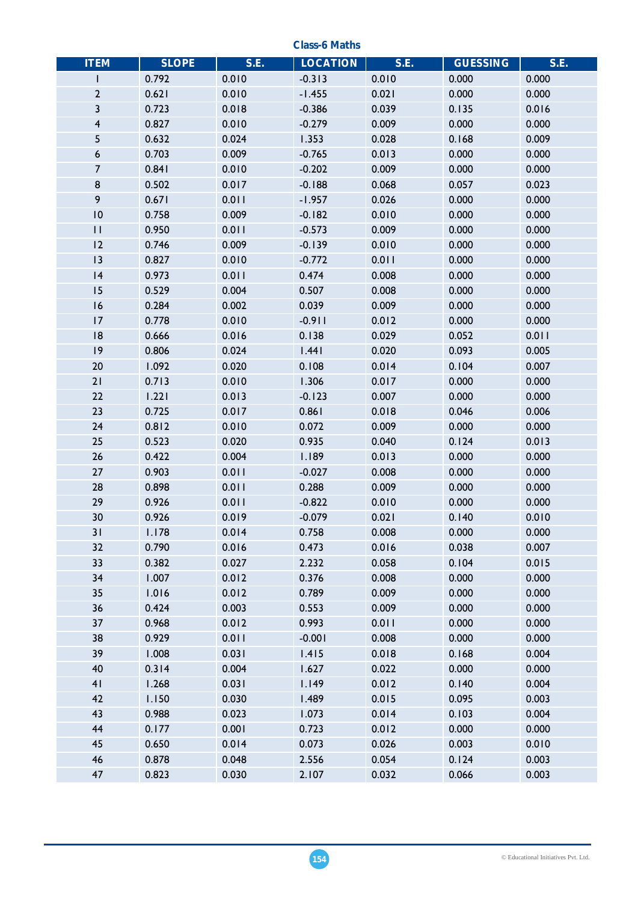**Class-6 Maths**

| ITEM | SLOPE | S.E. | LOCATION | S.E. | GUESSING | S.E. |
|---|---|---|---|---|---|---|
| 1 | 0.792 | 0.010 | -0.313 | 0.010 | 0.000 | 0.000 |
| 2 | 0.621 | 0.010 | -1.455 | 0.021 | 0.000 | 0.000 |
| 3 | 0.723 | 0.018 | -0.386 | 0.039 | 0.135 | 0.016 |
| 4 | 0.827 | 0.010 | -0.279 | 0.009 | 0.000 | 0.000 |
| 5 | 0.632 | 0.024 | 1.353 | 0.028 | 0.168 | 0.009 |
| 6 | 0.703 | 0.009 | -0.765 | 0.013 | 0.000 | 0.000 |
| 7 | 0.841 | 0.010 | -0.202 | 0.009 | 0.000 | 0.000 |
| 8 | 0.502 | 0.017 | -0.188 | 0.068 | 0.057 | 0.023 |
| 9 | 0.671 | 0.011 | -1.957 | 0.026 | 0.000 | 0.000 |
| 10 | 0.758 | 0.009 | -0.182 | 0.010 | 0.000 | 0.000 |
| 11 | 0.950 | 0.011 | -0.573 | 0.009 | 0.000 | 0.000 |
| 12 | 0.746 | 0.009 | -0.139 | 0.010 | 0.000 | 0.000 |
| 13 | 0.827 | 0.010 | -0.772 | 0.011 | 0.000 | 0.000 |
| 14 | 0.973 | 0.011 | 0.474 | 0.008 | 0.000 | 0.000 |
| 15 | 0.529 | 0.004 | 0.507 | 0.008 | 0.000 | 0.000 |
| 16 | 0.284 | 0.002 | 0.039 | 0.009 | 0.000 | 0.000 |
| 17 | 0.778 | 0.010 | -0.911 | 0.012 | 0.000 | 0.000 |
| 18 | 0.666 | 0.016 | 0.138 | 0.029 | 0.052 | 0.011 |
| 19 | 0.806 | 0.024 | 1.441 | 0.020 | 0.093 | 0.005 |
| 20 | 1.092 | 0.020 | 0.108 | 0.014 | 0.104 | 0.007 |
| 21 | 0.713 | 0.010 | 1.306 | 0.017 | 0.000 | 0.000 |
| 22 | 1.221 | 0.013 | -0.123 | 0.007 | 0.000 | 0.000 |
| 23 | 0.725 | 0.017 | 0.861 | 0.018 | 0.046 | 0.006 |
| 24 | 0.812 | 0.010 | 0.072 | 0.009 | 0.000 | 0.000 |
| 25 | 0.523 | 0.020 | 0.935 | 0.040 | 0.124 | 0.013 |
| 26 | 0.422 | 0.004 | 1.189 | 0.013 | 0.000 | 0.000 |
| 27 | 0.903 | 0.011 | -0.027 | 0.008 | 0.000 | 0.000 |
| 28 | 0.898 | 0.011 | 0.288 | 0.009 | 0.000 | 0.000 |
| 29 | 0.926 | 0.011 | -0.822 | 0.010 | 0.000 | 0.000 |
| 30 | 0.926 | 0.019 | -0.079 | 0.021 | 0.140 | 0.010 |
| 31 | 1.178 | 0.014 | 0.758 | 0.008 | 0.000 | 0.000 |
| 32 | 0.790 | 0.016 | 0.473 | 0.016 | 0.038 | 0.007 |
| 33 | 0.382 | 0.027 | 2.232 | 0.058 | 0.104 | 0.015 |
| 34 | 1.007 | 0.012 | 0.376 | 0.008 | 0.000 | 0.000 |
| 35 | 1.016 | 0.012 | 0.789 | 0.009 | 0.000 | 0.000 |
| 36 | 0.424 | 0.003 | 0.553 | 0.009 | 0.000 | 0.000 |
| 37 | 0.968 | 0.012 | 0.993 | 0.011 | 0.000 | 0.000 |
| 38 | 0.929 | 0.011 | -0.001 | 0.008 | 0.000 | 0.000 |
| 39 | 1.008 | 0.031 | 1.415 | 0.018 | 0.168 | 0.004 |
| 40 | 0.314 | 0.004 | 1.627 | 0.022 | 0.000 | 0.000 |
| 41 | 1.268 | 0.031 | 1.149 | 0.012 | 0.140 | 0.004 |
| 42 | 1.150 | 0.030 | 1.489 | 0.015 | 0.095 | 0.003 |
| 43 | 0.988 | 0.023 | 1.073 | 0.014 | 0.103 | 0.004 |
| 44 | 0.177 | 0.001 | 0.723 | 0.012 | 0.000 | 0.000 |
| 45 | 0.650 | 0.014 | 0.073 | 0.026 | 0.003 | 0.010 |
| 46 | 0.878 | 0.048 | 2.556 | 0.054 | 0.124 | 0.003 |
| 47 | 0.823 | 0.030 | 2.107 | 0.032 | 0.066 | 0.003 |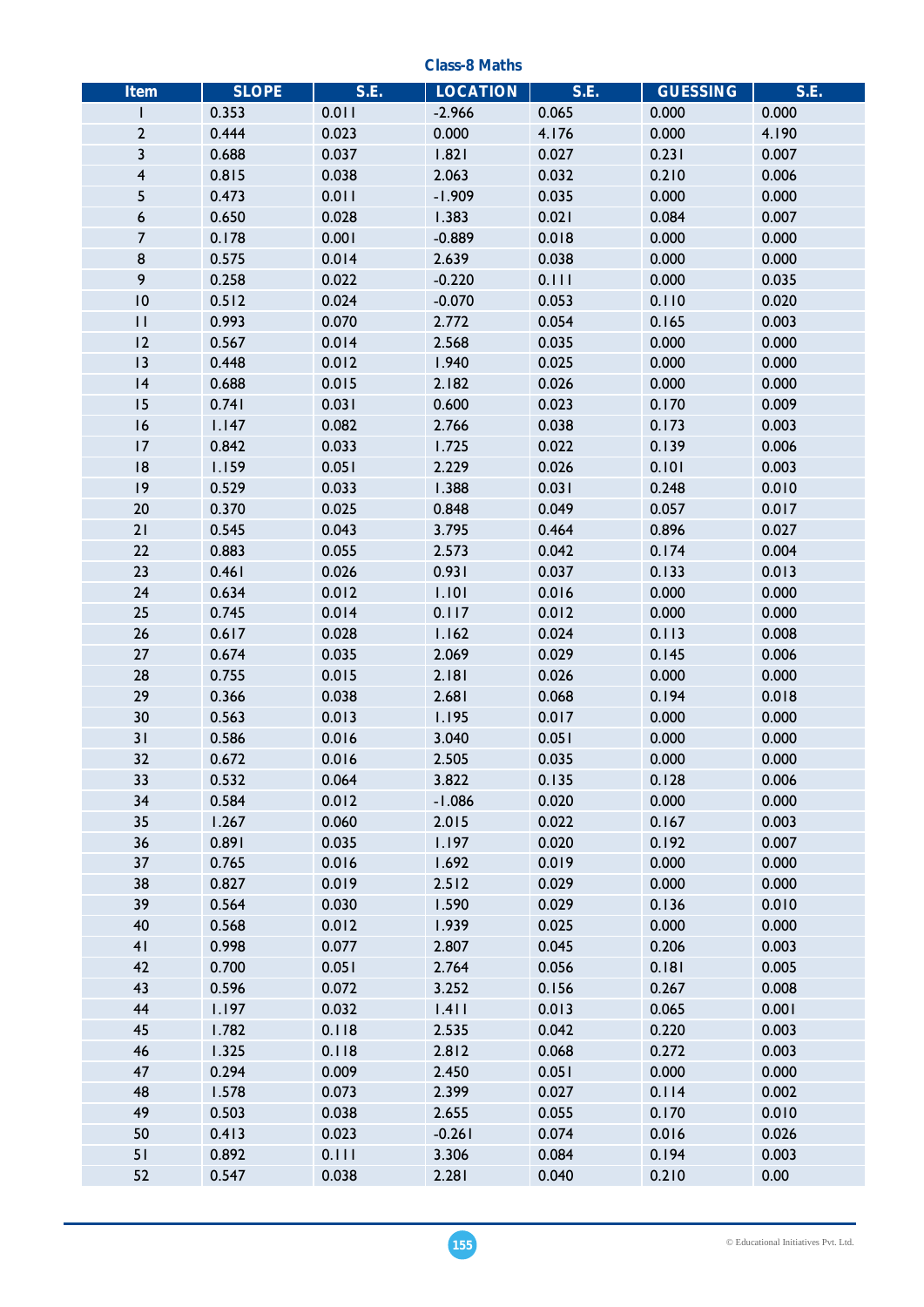**Class-8 Maths**

| Item | SLOPE | S.E. | LOCATION | S.E. | GUESSING | S.E. |
|---|---|---|---|---|---|---|
| 1 | 0.353 | 0.011 | -2.966 | 0.065 | 0.000 | 0.000 |
| 2 | 0.444 | 0.023 | 0.000 | 4.176 | 0.000 | 4.190 |
| 3 | 0.688 | 0.037 | 1.821 | 0.027 | 0.231 | 0.007 |
| 4 | 0.815 | 0.038 | 2.063 | 0.032 | 0.210 | 0.006 |
| 5 | 0.473 | 0.011 | -1.909 | 0.035 | 0.000 | 0.000 |
| 6 | 0.650 | 0.028 | 1.383 | 0.021 | 0.084 | 0.007 |
| 7 | 0.178 | 0.001 | -0.889 | 0.018 | 0.000 | 0.000 |
| 8 | 0.575 | 0.014 | 2.639 | 0.038 | 0.000 | 0.000 |
| 9 | 0.258 | 0.022 | -0.220 | 0.111 | 0.000 | 0.035 |
| 10 | 0.512 | 0.024 | -0.070 | 0.053 | 0.110 | 0.020 |
| 11 | 0.993 | 0.070 | 2.772 | 0.054 | 0.165 | 0.003 |
| 12 | 0.567 | 0.014 | 2.568 | 0.035 | 0.000 | 0.000 |
| 13 | 0.448 | 0.012 | 1.940 | 0.025 | 0.000 | 0.000 |
| 14 | 0.688 | 0.015 | 2.182 | 0.026 | 0.000 | 0.000 |
| 15 | 0.741 | 0.031 | 0.600 | 0.023 | 0.170 | 0.009 |
| 16 | 1.147 | 0.082 | 2.766 | 0.038 | 0.173 | 0.003 |
| 17 | 0.842 | 0.033 | 1.725 | 0.022 | 0.139 | 0.006 |
| 18 | 1.159 | 0.051 | 2.229 | 0.026 | 0.101 | 0.003 |
| 19 | 0.529 | 0.033 | 1.388 | 0.031 | 0.248 | 0.010 |
| 20 | 0.370 | 0.025 | 0.848 | 0.049 | 0.057 | 0.017 |
| 21 | 0.545 | 0.043 | 3.795 | 0.464 | 0.896 | 0.027 |
| 22 | 0.883 | 0.055 | 2.573 | 0.042 | 0.174 | 0.004 |
| 23 | 0.461 | 0.026 | 0.931 | 0.037 | 0.133 | 0.013 |
| 24 | 0.634 | 0.012 | 1.101 | 0.016 | 0.000 | 0.000 |
| 25 | 0.745 | 0.014 | 0.117 | 0.012 | 0.000 | 0.000 |
| 26 | 0.617 | 0.028 | 1.162 | 0.024 | 0.113 | 0.008 |
| 27 | 0.674 | 0.035 | 2.069 | 0.029 | 0.145 | 0.006 |
| 28 | 0.755 | 0.015 | 2.181 | 0.026 | 0.000 | 0.000 |
| 29 | 0.366 | 0.038 | 2.681 | 0.068 | 0.194 | 0.018 |
| 30 | 0.563 | 0.013 | 1.195 | 0.017 | 0.000 | 0.000 |
| 31 | 0.586 | 0.016 | 3.040 | 0.051 | 0.000 | 0.000 |
| 32 | 0.672 | 0.016 | 2.505 | 0.035 | 0.000 | 0.000 |
| 33 | 0.532 | 0.064 | 3.822 | 0.135 | 0.128 | 0.006 |
| 34 | 0.584 | 0.012 | -1.086 | 0.020 | 0.000 | 0.000 |
| 35 | 1.267 | 0.060 | 2.015 | 0.022 | 0.167 | 0.003 |
| 36 | 0.891 | 0.035 | 1.197 | 0.020 | 0.192 | 0.007 |
| 37 | 0.765 | 0.016 | 1.692 | 0.019 | 0.000 | 0.000 |
| 38 | 0.827 | 0.019 | 2.512 | 0.029 | 0.000 | 0.000 |
| 39 | 0.564 | 0.030 | 1.590 | 0.029 | 0.136 | 0.010 |
| 40 | 0.568 | 0.012 | 1.939 | 0.025 | 0.000 | 0.000 |
| 41 | 0.998 | 0.077 | 2.807 | 0.045 | 0.206 | 0.003 |
| 42 | 0.700 | 0.051 | 2.764 | 0.056 | 0.181 | 0.005 |
| 43 | 0.596 | 0.072 | 3.252 | 0.156 | 0.267 | 0.008 |
| 44 | 1.197 | 0.032 | 1.411 | 0.013 | 0.065 | 0.001 |
| 45 | 1.782 | 0.118 | 2.535 | 0.042 | 0.220 | 0.003 |
| 46 | 1.325 | 0.118 | 2.812 | 0.068 | 0.272 | 0.003 |
| 47 | 0.294 | 0.009 | 2.450 | 0.051 | 0.000 | 0.000 |
| 48 | 1.578 | 0.073 | 2.399 | 0.027 | 0.114 | 0.002 |
| 49 | 0.503 | 0.038 | 2.655 | 0.055 | 0.170 | 0.010 |
| 50 | 0.413 | 0.023 | -0.261 | 0.074 | 0.016 | 0.026 |
| 51 | 0.892 | 0.111 | 3.306 | 0.084 | 0.194 | 0.003 |
| 52 | 0.547 | 0.038 | 2.281 | 0.040 | 0.210 | 0.00 |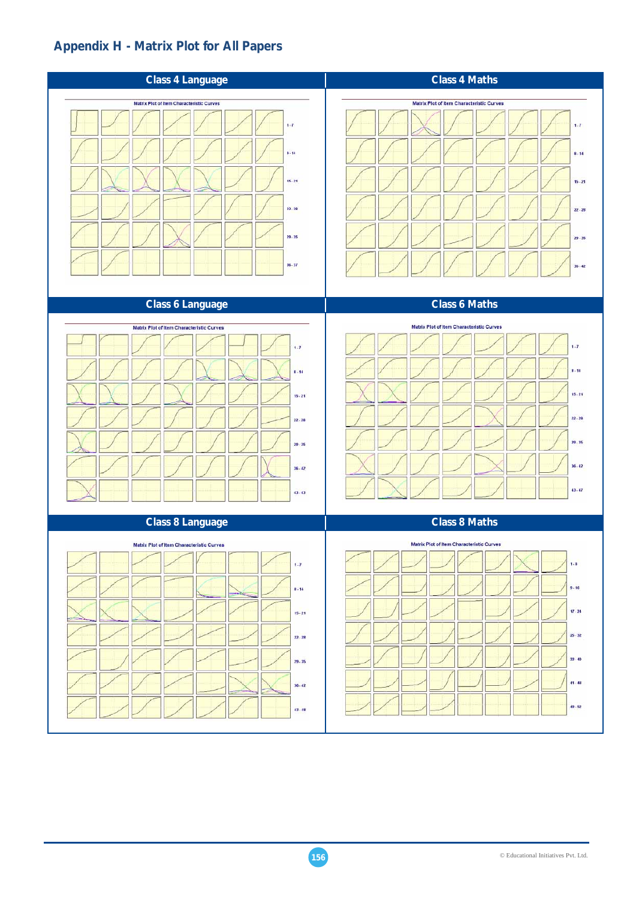## Appendix H - Matrix Plot for All Papers

### Class 4 Language

Matrix Plot of Item Characteristic Curves

1 - 7

8 - 14

15 - 21

22 - 28

29 - 35

36 - 37

### Class 4 Maths

Matrix Plot of Item Characteristic Curves

1 - 7

8 - 14

15 - 21

22 - 28

29 - 35

36 - 42

### Class 6 Language

Matrix Plot of Item Characteristic Curves

1 - 7

8 - 14

15 - 21

22 - 28

29 - 35

36 - 42

43 - 43

### Class 6 Maths

Matrix Plot of Item Characteristic Curves

1 - 7

8 - 14

15 - 21

22 - 28

29 - 35

36 - 42

43 - 47

### Class 8 Language

Matrix Plot of Item Characteristic Curves

1 - 7

8 - 14

15 - 21

22 - 28

29 - 35

36 - 42

43 - 48

### Class 8 Maths

Matrix Plot of Item Characteristic Curves

1 - 8

9 - 16

17 - 24

25 - 32

33 - 40

41 - 48

49 - 52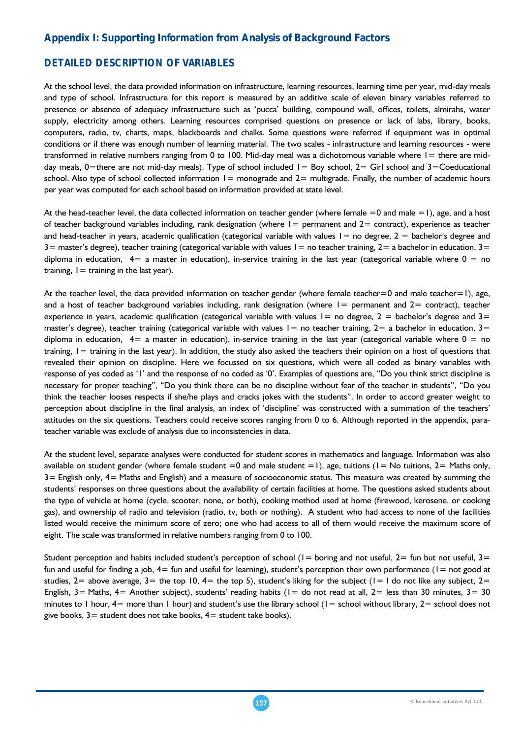## Appendix I: Supporting Information from Analysis of Background Factors

### DETAILED DESCRIPTION OF VARIABLES

At the school level, the data provided information on infrastructure, learning resources, learning time per year, mid-day meals and type of school. Infrastructure for this report is measured by an additive scale of eleven binary variables referred to presence or absence of adequacy infrastructure such as 'pucca' building, compound wall, offices, toilets, almirahs, water supply, electricity among others. Learning resources comprised questions on presence or lack of labs, library, books, computers, radio, tv, charts, maps, blackboards and chalks. Some questions were referred if equipment was in optimal conditions or if there was enough number of learning material. The two scales - infrastructure and learning resources - were transformed in relative numbers ranging from 0 to 100. Mid-day meal was a dichotomous variable where 1= there are mid-day meals, 0=there are not mid-day meals). Type of school included 1= Boy school, 2= Girl school and 3=Coeducational school. Also type of school collected information 1= monograde and 2= multigrade. Finally, the number of academic hours per year was computed for each school based on information provided at state level.

At the head-teacher level, the data collected information on teacher gender (where female =0 and male =1), age, and a host of teacher background variables including, rank designation (where 1= permanent and 2= contract), experience as teacher and head-teacher in years, academic qualification (categorical variable with values 1= no degree, 2 = bachelor's degree and 3= master's degree), teacher training (categorical variable with values 1= no teacher training, 2= a bachelor in education, 3= diploma in education, 4= a master in education), in-service training in the last year (categorical variable where 0 = no training, 1= training in the last year).

At the teacher level, the data provided information on teacher gender (where female teacher=0 and male teacher=1), age, and a host of teacher background variables including, rank designation (where 1= permanent and 2= contract), teacher experience in years, academic qualification (categorical variable with values 1= no degree, 2 = bachelor's degree and 3= master's degree), teacher training (categorical variable with values 1= no teacher training, 2= a bachelor in education, 3= diploma in education, 4= a master in education), in-service training in the last year (categorical variable where 0 = no training, 1= training in the last year). In addition, the study also asked the teachers their opinion on a host of questions that revealed their opinion on discipline. Here we focussed on six questions, which were all coded as binary variables with response of yes coded as '1' and the response of no coded as '0'. Examples of questions are, "Do you think strict discipline is necessary for proper teaching", "Do you think there can be no discipline without fear of the teacher in students", "Do you think the teacher looses respects if she/he plays and cracks jokes with the students". In order to accord greater weight to perception about discipline in the final analysis, an index of 'discipline' was constructed with a summation of the teachers' attitudes on the six questions. Teachers could receive scores ranging from 0 to 6. Although reported in the appendix, para-teacher variable was exclude of analysis due to inconsistencies in data.

At the student level, separate analyses were conducted for student scores in mathematics and language. Information was also available on student gender (where female student =0 and male student =1), age, tuitions (1= No tuitions, 2= Maths only, 3= English only, 4= Maths and English) and a measure of socioeconomic status. This measure was created by summing the students' responses on three questions about the availability of certain facilities at home. The questions asked students about the type of vehicle at home (cycle, scooter, none, or both), cooking method used at home (firewood, kerosene, or cooking gas), and ownership of radio and television (radio, tv, both or nothing). A student who had access to none of the facilities listed would receive the minimum score of zero; one who had access to all of them would receive the maximum score of eight. The scale was transformed in relative numbers ranging from 0 to 100.

Student perception and habits included student's perception of school (1= boring and not useful, 2= fun but not useful, 3= fun and useful for finding a job, 4= fun and useful for learning), student's perception their own performance (1= not good at studies, 2= above average, 3= the top 10, 4= the top 5), student's liking for the subject (1= I do not like any subject, 2= English, 3= Maths, 4= Another subject), students' reading habits (1= do not read at all, 2= less than 30 minutes, 3= 30 minutes to 1 hour, 4= more than 1 hour) and student's use the library school (1= school without library, 2= school does not give books, 3= student does not take books, 4= student take books).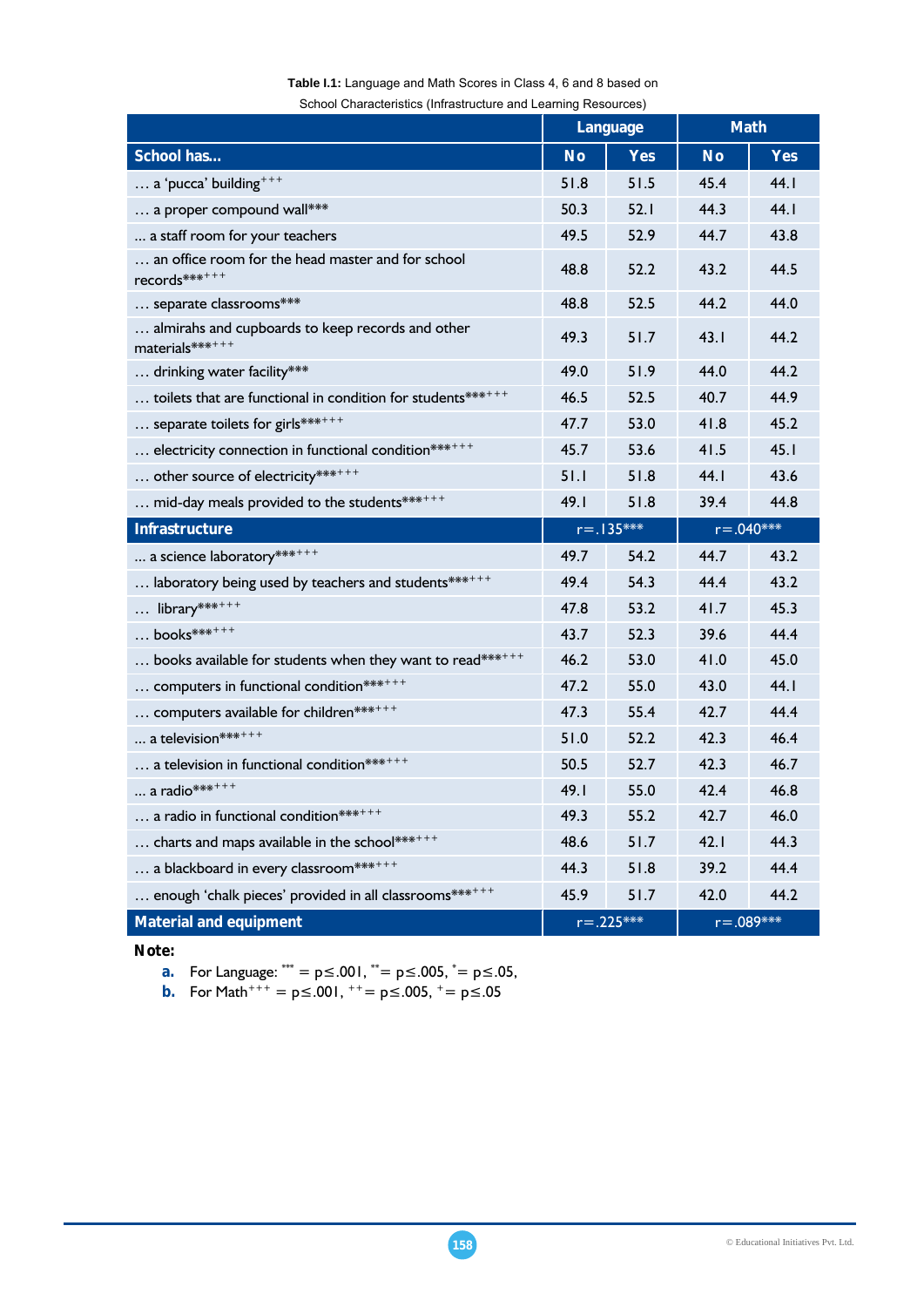**Table I.1:** Language and Math Scores in Class 4, 6 and 8 based on School Characteristics (Infrastructure and Learning Resources)

| | Language | | Math | |
|---|---|---|---|---|
| **School has...** | **No** | **Yes** | **No** | **Yes** |
| … a 'pucca' building$^{+++}$ | 51.8 | 51.5 | 45.4 | 44.1 |
| … a proper compound wall$^{***}$ | 50.3 | 52.1 | 44.3 | 44.1 |
| … a staff room for your teachers | 49.5 | 52.9 | 44.7 | 43.8 |
| … an office room for the head master and for school records$^{***+++}$ | 48.8 | 52.2 | 43.2 | 44.5 |
| … separate classrooms$^{***}$ | 48.8 | 52.5 | 44.2 | 44.0 |
| … almirahs and cupboards to keep records and other materials$^{***+++}$ | 49.3 | 51.7 | 43.1 | 44.2 |
| … drinking water facility$^{***}$ | 49.0 | 51.9 | 44.0 | 44.2 |
| … toilets that are functional in condition for students$^{***+++}$ | 46.5 | 52.5 | 40.7 | 44.9 |
| … separate toilets for girls$^{***+++}$ | 47.7 | 53.0 | 41.8 | 45.2 |
| … electricity connection in functional condition$^{***+++}$ | 45.7 | 53.6 | 41.5 | 45.1 |
| … other source of electricity$^{***+++}$ | 51.1 | 51.8 | 44.1 | 43.6 |
| … mid-day meals provided to the students$^{***+++}$ | 49.1 | 51.8 | 39.4 | 44.8 |
| **Infrastructure** | r=.135*** | | r=.040*** | |
| … a science laboratory$^{***+++}$ | 49.7 | 54.2 | 44.7 | 43.2 |
| … laboratory being used by teachers and students$^{***+++}$ | 49.4 | 54.3 | 44.4 | 43.2 |
| … library$^{***+++}$ | 47.8 | 53.2 | 41.7 | 45.3 |
| … books$^{***+++}$ | 43.7 | 52.3 | 39.6 | 44.4 |
| … books available for students when they want to read$^{***+++}$ | 46.2 | 53.0 | 41.0 | 45.0 |
| … computers in functional condition$^{***+++}$ | 47.2 | 55.0 | 43.0 | 44.1 |
| … computers available for children$^{***+++}$ | 47.3 | 55.4 | 42.7 | 44.4 |
| … a television$^{***+++}$ | 51.0 | 52.2 | 42.3 | 46.4 |
| … a television in functional condition$^{***+++}$ | 50.5 | 52.7 | 42.3 | 46.7 |
| … a radio$^{***+++}$ | 49.1 | 55.0 | 42.4 | 46.8 |
| … a radio in functional condition$^{***+++}$ | 49.3 | 55.2 | 42.7 | 46.0 |
| … charts and maps available in the school$^{***+++}$ | 48.6 | 51.7 | 42.1 | 44.3 |
| … a blackboard in every classroom$^{***+++}$ | 44.3 | 51.8 | 39.2 | 44.4 |
| … enough 'chalk pieces' provided in all classrooms$^{***+++}$ | 45.9 | 51.7 | 42.0 | 44.2 |
| **Material and equipment** | r=.225*** | | r=.089*** | |

**Note:**

**a.** For Language: $^{***}$ = $p \leq .001$, $^{**}$= $p \leq .005$, $^{*}$= $p \leq .05$,

**b.** For Math$^{+++}$ = $p \leq .001$, $^{++}$= $p \leq .005$, $^{+}$= $p \leq .05$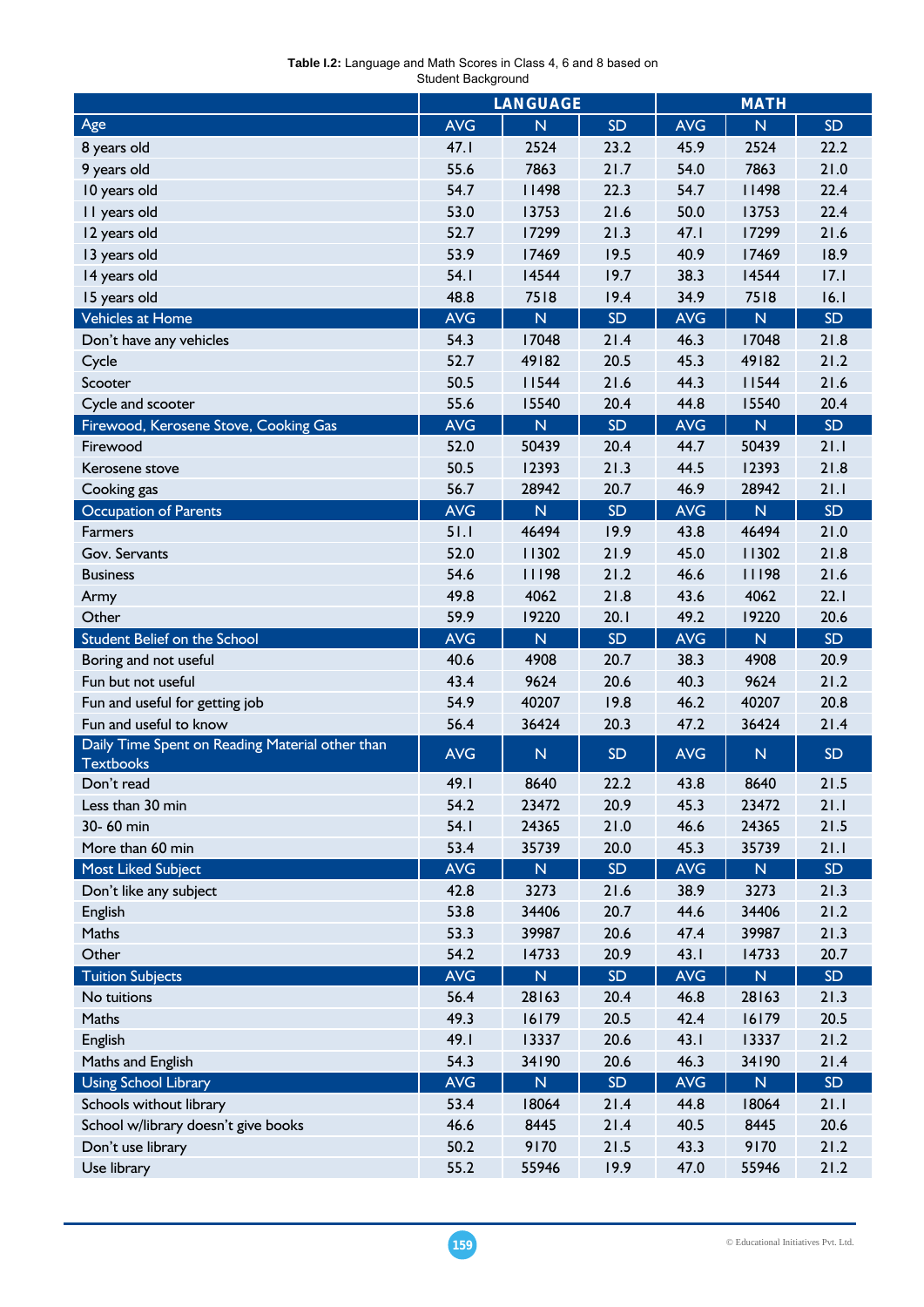**Table I.2:** Language and Math Scores in Class 4, 6 and 8 based on Student Background

| | LANGUAGE | | | MATH | | |
|---|---|---|---|---|---|---|
| **Age** | **AVG** | **N** | **SD** | **AVG** | **N** | **SD** |
| 8 years old | 47.1 | 2524 | 23.2 | 45.9 | 2524 | 22.2 |
| 9 years old | 55.6 | 7863 | 21.7 | 54.0 | 7863 | 21.0 |
| 10 years old | 54.7 | 11498 | 22.3 | 54.7 | 11498 | 22.4 |
| 11 years old | 53.0 | 13753 | 21.6 | 50.0 | 13753 | 22.4 |
| 12 years old | 52.7 | 17299 | 21.3 | 47.1 | 17299 | 21.6 |
| 13 years old | 53.9 | 17469 | 19.5 | 40.9 | 17469 | 18.9 |
| 14 years old | 54.1 | 14544 | 19.7 | 38.3 | 14544 | 17.1 |
| 15 years old | 48.8 | 7518 | 19.4 | 34.9 | 7518 | 16.1 |
| **Vehicles at Home** | **AVG** | **N** | **SD** | **AVG** | **N** | **SD** |
| Don't have any vehicles | 54.3 | 17048 | 21.4 | 46.3 | 17048 | 21.8 |
| Cycle | 52.7 | 49182 | 20.5 | 45.3 | 49182 | 21.2 |
| Scooter | 50.5 | 11544 | 21.6 | 44.3 | 11544 | 21.6 |
| Cycle and scooter | 55.6 | 15540 | 20.4 | 44.8 | 15540 | 20.4 |
| **Firewood, Kerosene Stove, Cooking Gas** | **AVG** | **N** | **SD** | **AVG** | **N** | **SD** |
| Firewood | 52.0 | 50439 | 20.4 | 44.7 | 50439 | 21.1 |
| Kerosene stove | 50.5 | 12393 | 21.3 | 44.5 | 12393 | 21.8 |
| Cooking gas | 56.7 | 28942 | 20.7 | 46.9 | 28942 | 21.1 |
| **Occupation of Parents** | **AVG** | **N** | **SD** | **AVG** | **N** | **SD** |
| Farmers | 51.1 | 46494 | 19.9 | 43.8 | 46494 | 21.0 |
| Gov. Servants | 52.0 | 11302 | 21.9 | 45.0 | 11302 | 21.8 |
| Business | 54.6 | 11198 | 21.2 | 46.6 | 11198 | 21.6 |
| Army | 49.8 | 4062 | 21.8 | 43.6 | 4062 | 22.1 |
| Other | 59.9 | 19220 | 20.1 | 49.2 | 19220 | 20.6 |
| **Student Belief on the School** | **AVG** | **N** | **SD** | **AVG** | **N** | **SD** |
| Boring and not useful | 40.6 | 4908 | 20.7 | 38.3 | 4908 | 20.9 |
| Fun but not useful | 43.4 | 9624 | 20.6 | 40.3 | 9624 | 21.2 |
| Fun and useful for getting job | 54.9 | 40207 | 19.8 | 46.2 | 40207 | 20.8 |
| Fun and useful to know | 56.4 | 36424 | 20.3 | 47.2 | 36424 | 21.4 |
| **Daily Time Spent on Reading Material other than Textbooks** | **AVG** | **N** | **SD** | **AVG** | **N** | **SD** |
| Don't read | 49.1 | 8640 | 22.2 | 43.8 | 8640 | 21.5 |
| Less than 30 min | 54.2 | 23472 | 20.9 | 45.3 | 23472 | 21.1 |
| 30- 60 min | 54.1 | 24365 | 21.0 | 46.6 | 24365 | 21.5 |
| More than 60 min | 53.4 | 35739 | 20.0 | 45.3 | 35739 | 21.1 |
| **Most Liked Subject** | **AVG** | **N** | **SD** | **AVG** | **N** | **SD** |
| Don't like any subject | 42.8 | 3273 | 21.6 | 38.9 | 3273 | 21.3 |
| English | 53.8 | 34406 | 20.7 | 44.6 | 34406 | 21.2 |
| Maths | 53.3 | 39987 | 20.6 | 47.4 | 39987 | 21.3 |
| Other | 54.2 | 14733 | 20.9 | 43.1 | 14733 | 20.7 |
| **Tuition Subjects** | **AVG** | **N** | **SD** | **AVG** | **N** | **SD** |
| No tuitions | 56.4 | 28163 | 20.4 | 46.8 | 28163 | 21.3 |
| Maths | 49.3 | 16179 | 20.5 | 42.4 | 16179 | 20.5 |
| English | 49.1 | 13337 | 20.6 | 43.1 | 13337 | 21.2 |
| Maths and English | 54.3 | 34190 | 20.6 | 46.3 | 34190 | 21.4 |
| **Using School Library** | **AVG** | **N** | **SD** | **AVG** | **N** | **SD** |
| Schools without library | 53.4 | 18064 | 21.4 | 44.8 | 18064 | 21.1 |
| School w/library doesn't give books | 46.6 | 8445 | 21.4 | 40.5 | 8445 | 20.6 |
| Don't use library | 50.2 | 9170 | 21.5 | 43.3 | 9170 | 21.2 |
| Use library | 55.2 | 55946 | 19.9 | 47.0 | 55946 | 21.2 |

© Educational Initiatives Pvt. Ltd.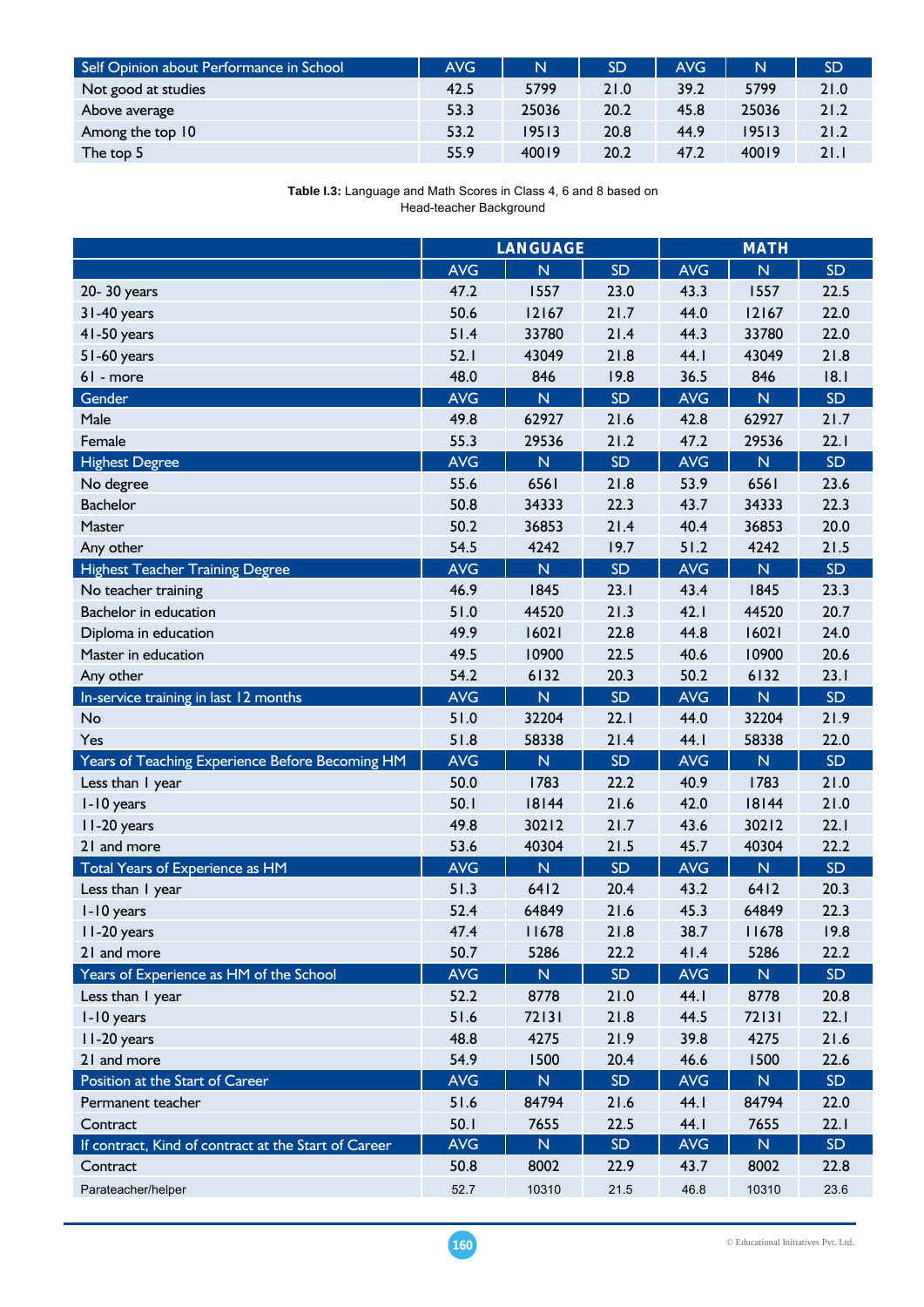| Self Opinion about Performance in School | AVG | N | SD | AVG | N | SD |
|---|---|---|---|---|---|---|
| Not good at studies | 42.5 | 5799 | 21.0 | 39.2 | 5799 | 21.0 |
| Above average | 53.3 | 25036 | 20.2 | 45.8 | 25036 | 21.2 |
| Among the top 10 | 53.2 | 19513 | 20.8 | 44.9 | 19513 | 21.2 |
| The top 5 | 55.9 | 40019 | 20.2 | 47.2 | 40019 | 21.1 |

**Table I.3:** Language and Math Scores in Class 4, 6 and 8 based on Head-teacher Background

| | LANGUAGE | | | MATH | | |
|---|---|---|---|---|---|---|
| | AVG | N | SD | AVG | N | SD |
| 20- 30 years | 47.2 | 1557 | 23.0 | 43.3 | 1557 | 22.5 |
| 31-40 years | 50.6 | 12167 | 21.7 | 44.0 | 12167 | 22.0 |
| 41-50 years | 51.4 | 33780 | 21.4 | 44.3 | 33780 | 22.0 |
| 51-60 years | 52.1 | 43049 | 21.8 | 44.1 | 43049 | 21.8 |
| 61 - more | 48.0 | 846 | 19.8 | 36.5 | 846 | 18.1 |
| Gender | AVG | N | SD | AVG | N | SD |
| Male | 49.8 | 62927 | 21.6 | 42.8 | 62927 | 21.7 |
| Female | 55.3 | 29536 | 21.2 | 47.2 | 29536 | 22.1 |
| Highest Degree | AVG | N | SD | AVG | N | SD |
| No degree | 55.6 | 6561 | 21.8 | 53.9 | 6561 | 23.6 |
| Bachelor | 50.8 | 34333 | 22.3 | 43.7 | 34333 | 22.3 |
| Master | 50.2 | 36853 | 21.4 | 40.4 | 36853 | 20.0 |
| Any other | 54.5 | 4242 | 19.7 | 51.2 | 4242 | 21.5 |
| Highest Teacher Training Degree | AVG | N | SD | AVG | N | SD |
| No teacher training | 46.9 | 1845 | 23.1 | 43.4 | 1845 | 23.3 |
| Bachelor in education | 51.0 | 44520 | 21.3 | 42.1 | 44520 | 20.7 |
| Diploma in education | 49.9 | 16021 | 22.8 | 44.8 | 16021 | 24.0 |
| Master in education | 49.5 | 10900 | 22.5 | 40.6 | 10900 | 20.6 |
| Any other | 54.2 | 6132 | 20.3 | 50.2 | 6132 | 23.1 |
| In-service training in last 12 months | AVG | N | SD | AVG | N | SD |
| No | 51.0 | 32204 | 22.1 | 44.0 | 32204 | 21.9 |
| Yes | 51.8 | 58338 | 21.4 | 44.1 | 58338 | 22.0 |
| Years of Teaching Experience Before Becoming HM | AVG | N | SD | AVG | N | SD |
| Less than 1 year | 50.0 | 1783 | 22.2 | 40.9 | 1783 | 21.0 |
| 1-10 years | 50.1 | 18144 | 21.6 | 42.0 | 18144 | 21.0 |
| 11-20 years | 49.8 | 30212 | 21.7 | 43.6 | 30212 | 22.1 |
| 21 and more | 53.6 | 40304 | 21.5 | 45.7 | 40304 | 22.2 |
| Total Years of Experience as HM | AVG | N | SD | AVG | N | SD |
| Less than 1 year | 51.3 | 6412 | 20.4 | 43.2 | 6412 | 20.3 |
| 1-10 years | 52.4 | 64849 | 21.6 | 45.3 | 64849 | 22.3 |
| 11-20 years | 47.4 | 11678 | 21.8 | 38.7 | 11678 | 19.8 |
| 21 and more | 50.7 | 5286 | 22.2 | 41.4 | 5286 | 22.2 |
| Years of Experience as HM of the School | AVG | N | SD | AVG | N | SD |
| Less than 1 year | 52.2 | 8778 | 21.0 | 44.1 | 8778 | 20.8 |
| 1-10 years | 51.6 | 72131 | 21.8 | 44.5 | 72131 | 22.1 |
| 11-20 years | 48.8 | 4275 | 21.9 | 39.8 | 4275 | 21.6 |
| 21 and more | 54.9 | 1500 | 20.4 | 46.6 | 1500 | 22.6 |
| Position at the Start of Career | AVG | N | SD | AVG | N | SD |
| Permanent teacher | 51.6 | 84794 | 21.6 | 44.1 | 84794 | 22.0 |
| Contract | 50.1 | 7655 | 22.5 | 44.1 | 7655 | 22.1 |
| If contract, Kind of contract at the Start of Career | AVG | N | SD | AVG | N | SD |
| Contract | 50.8 | 8002 | 22.9 | 43.7 | 8002 | 22.8 |
| Parateacher/helper | 52.7 | 10310 | 21.5 | 46.8 | 10310 | 23.6 |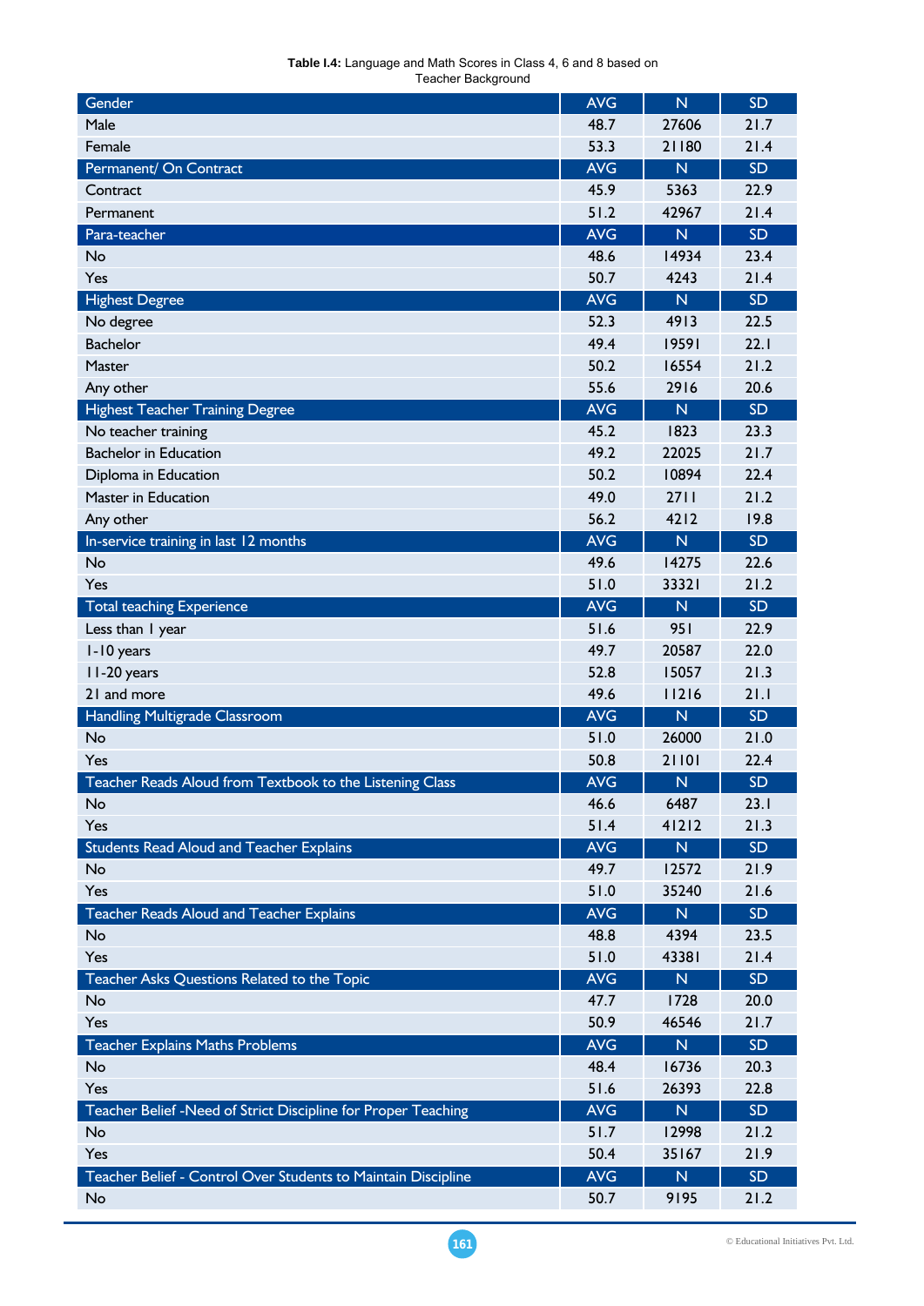**Table I.4:** Language and Math Scores in Class 4, 6 and 8 based on Teacher Background

| Gender | AVG | N | SD |
|---|---|---|---|
| Male | 48.7 | 27606 | 21.7 |
| Female | 53.3 | 21180 | 21.4 |
| **Permanent/ On Contract** | **AVG** | **N** | **SD** |
| Contract | 45.9 | 5363 | 22.9 |
| Permanent | 51.2 | 42967 | 21.4 |
| **Para-teacher** | **AVG** | **N** | **SD** |
| No | 48.6 | 14934 | 23.4 |
| Yes | 50.7 | 4243 | 21.4 |
| **Highest Degree** | **AVG** | **N** | **SD** |
| No degree | 52.3 | 4913 | 22.5 |
| Bachelor | 49.4 | 19591 | 22.1 |
| Master | 50.2 | 16554 | 21.2 |
| Any other | 55.6 | 2916 | 20.6 |
| **Highest Teacher Training Degree** | **AVG** | **N** | **SD** |
| No teacher training | 45.2 | 1823 | 23.3 |
| Bachelor in Education | 49.2 | 22025 | 21.7 |
| Diploma in Education | 50.2 | 10894 | 22.4 |
| Master in Education | 49.0 | 2711 | 21.2 |
| Any other | 56.2 | 4212 | 19.8 |
| **In-service training in last 12 months** | **AVG** | **N** | **SD** |
| No | 49.6 | 14275 | 22.6 |
| Yes | 51.0 | 33321 | 21.2 |
| **Total teaching Experience** | **AVG** | **N** | **SD** |
| Less than 1 year | 51.6 | 951 | 22.9 |
| 1-10 years | 49.7 | 20587 | 22.0 |
| 11-20 years | 52.8 | 15057 | 21.3 |
| 21 and more | 49.6 | 11216 | 21.1 |
| **Handling Multigrade Classroom** | **AVG** | **N** | **SD** |
| No | 51.0 | 26000 | 21.0 |
| Yes | 50.8 | 21101 | 22.4 |
| **Teacher Reads Aloud from Textbook to the Listening Class** | **AVG** | **N** | **SD** |
| No | 46.6 | 6487 | 23.1 |
| Yes | 51.4 | 41212 | 21.3 |
| **Students Read Aloud and Teacher Explains** | **AVG** | **N** | **SD** |
| No | 49.7 | 12572 | 21.9 |
| Yes | 51.0 | 35240 | 21.6 |
| **Teacher Reads Aloud and Teacher Explains** | **AVG** | **N** | **SD** |
| No | 48.8 | 4394 | 23.5 |
| Yes | 51.0 | 43381 | 21.4 |
| **Teacher Asks Questions Related to the Topic** | **AVG** | **N** | **SD** |
| No | 47.7 | 1728 | 20.0 |
| Yes | 50.9 | 46546 | 21.7 |
| **Teacher Explains Maths Problems** | **AVG** | **N** | **SD** |
| No | 48.4 | 16736 | 20.3 |
| Yes | 51.6 | 26393 | 22.8 |
| **Teacher Belief -Need of Strict Discipline for Proper Teaching** | **AVG** | **N** | **SD** |
| No | 51.7 | 12998 | 21.2 |
| Yes | 50.4 | 35167 | 21.9 |
| **Teacher Belief - Control Over Students to Maintain Discipline** | **AVG** | **N** | **SD** |
| No | 50.7 | 9195 | 21.2 |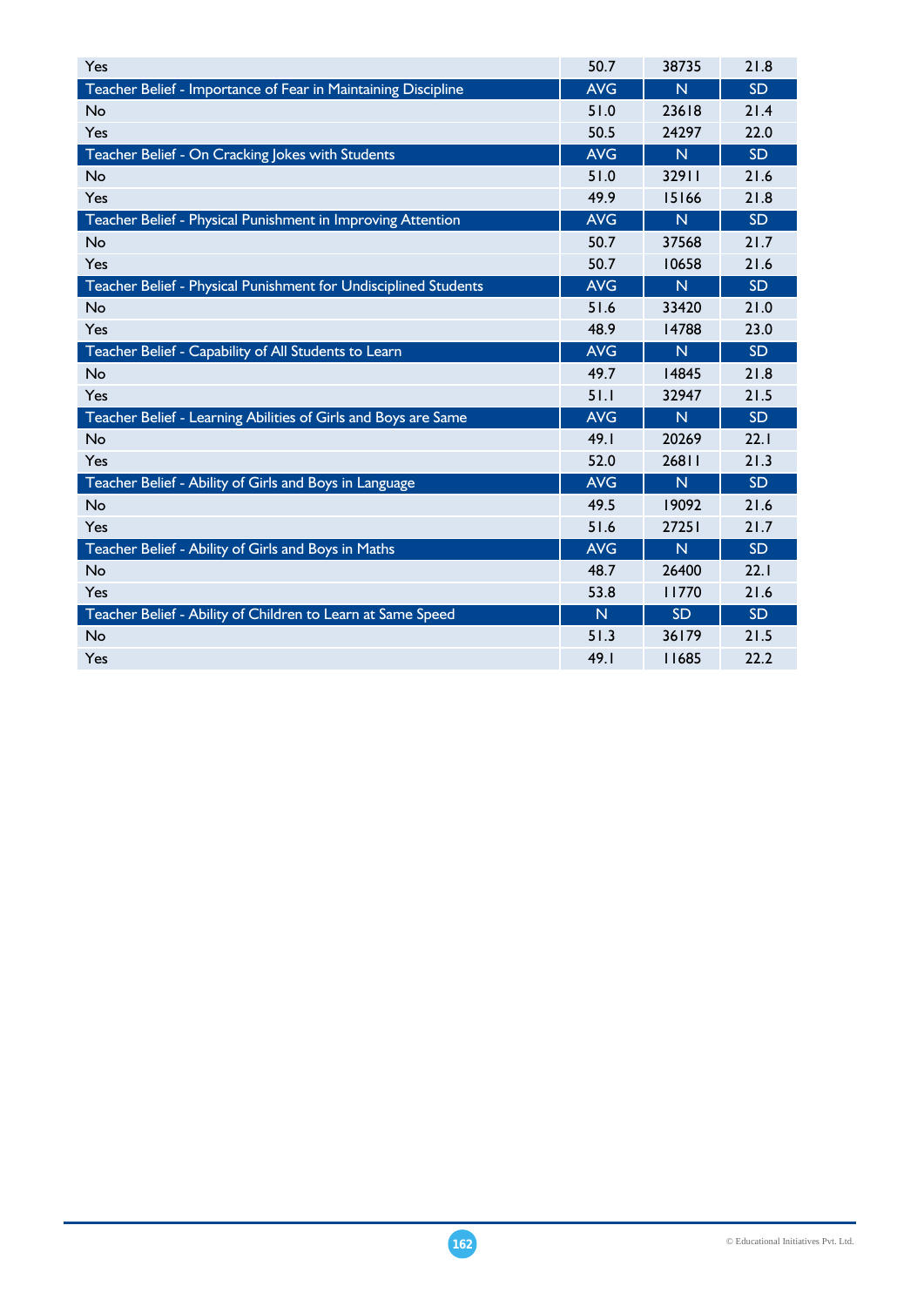| Yes | 50.7 | 38735 | 21.8 |
|---|---|---|---|
| **Teacher Belief - Importance of Fear in Maintaining Discipline** | **AVG** | **N** | **SD** |
| No | 51.0 | 23618 | 21.4 |
| Yes | 50.5 | 24297 | 22.0 |
| **Teacher Belief - On Cracking Jokes with Students** | **AVG** | **N** | **SD** |
| No | 51.0 | 32911 | 21.6 |
| Yes | 49.9 | 15166 | 21.8 |
| **Teacher Belief - Physical Punishment in Improving Attention** | **AVG** | **N** | **SD** |
| No | 50.7 | 37568 | 21.7 |
| Yes | 50.7 | 10658 | 21.6 |
| **Teacher Belief - Physical Punishment for Undisciplined Students** | **AVG** | **N** | **SD** |
| No | 51.6 | 33420 | 21.0 |
| Yes | 48.9 | 14788 | 23.0 |
| **Teacher Belief - Capability of All Students to Learn** | **AVG** | **N** | **SD** |
| No | 49.7 | 14845 | 21.8 |
| Yes | 51.1 | 32947 | 21.5 |
| **Teacher Belief - Learning Abilities of Girls and Boys are Same** | **AVG** | **N** | **SD** |
| No | 49.1 | 20269 | 22.1 |
| Yes | 52.0 | 26811 | 21.3 |
| **Teacher Belief - Ability of Girls and Boys in Language** | **AVG** | **N** | **SD** |
| No | 49.5 | 19092 | 21.6 |
| Yes | 51.6 | 27251 | 21.7 |
| **Teacher Belief - Ability of Girls and Boys in Maths** | **AVG** | **N** | **SD** |
| No | 48.7 | 26400 | 22.1 |
| Yes | 53.8 | 11770 | 21.6 |
| **Teacher Belief - Ability of Children to Learn at Same Speed** | **N** | **SD** | **SD** |
| No | 51.3 | 36179 | 21.5 |
| Yes | 49.1 | 11685 | 22.2 |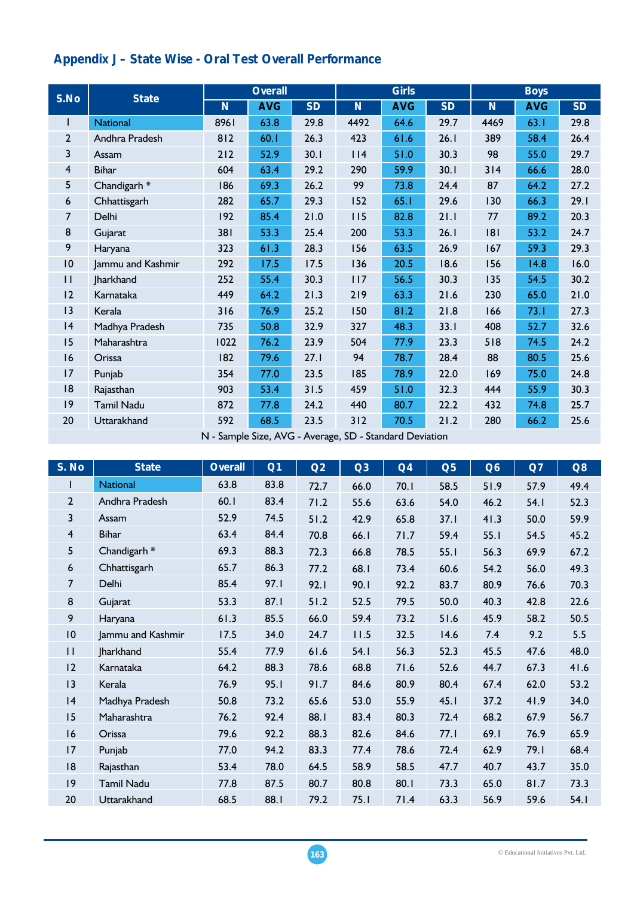## Appendix J – State Wise - Oral Test Overall Performance

| S.No | State | Overall | | | Girls | | | Boys | | |
|---|---|---|---|---|---|---|---|---|---|---|
| | | N | AVG | SD | N | AVG | SD | N | AVG | SD |
| 1 | National | 8961 | 63.8 | 29.8 | 4492 | 64.6 | 29.7 | 4469 | 63.1 | 29.8 |
| 2 | Andhra Pradesh | 812 | 60.1 | 26.3 | 423 | 61.6 | 26.1 | 389 | 58.4 | 26.4 |
| 3 | Assam | 212 | 52.9 | 30.1 | 114 | 51.0 | 30.3 | 98 | 55.0 | 29.7 |
| 4 | Bihar | 604 | 63.4 | 29.2 | 290 | 59.9 | 30.1 | 314 | 66.6 | 28.0 |
| 5 | Chandigarh * | 186 | 69.3 | 26.2 | 99 | 73.8 | 24.4 | 87 | 64.2 | 27.2 |
| 6 | Chhattisgarh | 282 | 65.7 | 29.3 | 152 | 65.1 | 29.6 | 130 | 66.3 | 29.1 |
| 7 | Delhi | 192 | 85.4 | 21.0 | 115 | 82.8 | 21.1 | 77 | 89.2 | 20.3 |
| 8 | Gujarat | 381 | 53.3 | 25.4 | 200 | 53.3 | 26.1 | 181 | 53.2 | 24.7 |
| 9 | Haryana | 323 | 61.3 | 28.3 | 156 | 63.5 | 26.9 | 167 | 59.3 | 29.3 |
| 10 | Jammu and Kashmir | 292 | 17.5 | 17.5 | 136 | 20.5 | 18.6 | 156 | 14.8 | 16.0 |
| 11 | Jharkhand | 252 | 55.4 | 30.3 | 117 | 56.5 | 30.3 | 135 | 54.5 | 30.2 |
| 12 | Karnataka | 449 | 64.2 | 21.3 | 219 | 63.3 | 21.6 | 230 | 65.0 | 21.0 |
| 13 | Kerala | 316 | 76.9 | 25.2 | 150 | 81.2 | 21.8 | 166 | 73.1 | 27.3 |
| 14 | Madhya Pradesh | 735 | 50.8 | 32.9 | 327 | 48.3 | 33.1 | 408 | 52.7 | 32.6 |
| 15 | Maharashtra | 1022 | 76.2 | 23.9 | 504 | 77.9 | 23.3 | 518 | 74.5 | 24.2 |
| 16 | Orissa | 182 | 79.6 | 27.1 | 94 | 78.7 | 28.4 | 88 | 80.5 | 25.6 |
| 17 | Punjab | 354 | 77.0 | 23.5 | 185 | 78.9 | 22.0 | 169 | 75.0 | 24.8 |
| 18 | Rajasthan | 903 | 53.4 | 31.5 | 459 | 51.0 | 32.3 | 444 | 55.9 | 30.3 |
| 19 | Tamil Nadu | 872 | 77.8 | 24.2 | 440 | 80.7 | 22.2 | 432 | 74.8 | 25.7 |
| 20 | Uttarakhand | 592 | 68.5 | 23.5 | 312 | 70.5 | 21.2 | 280 | 66.2 | 25.6 |

N - Sample Size, AVG - Average, SD - Standard Deviation

| S. No | State | Overall | Q1 | Q2 | Q3 | Q4 | Q5 | Q6 | Q7 | Q8 |
|---|---|---|---|---|---|---|---|---|---|---|
| 1 | National | 63.8 | 83.8 | 72.7 | 66.0 | 70.1 | 58.5 | 51.9 | 57.9 | 49.4 |
| 2 | Andhra Pradesh | 60.1 | 83.4 | 71.2 | 55.6 | 63.6 | 54.0 | 46.2 | 54.1 | 52.3 |
| 3 | Assam | 52.9 | 74.5 | 51.2 | 42.9 | 65.8 | 37.1 | 41.3 | 50.0 | 59.9 |
| 4 | Bihar | 63.4 | 84.4 | 70.8 | 66.1 | 71.7 | 59.4 | 55.1 | 54.5 | 45.2 |
| 5 | Chandigarh * | 69.3 | 88.3 | 72.3 | 66.8 | 78.5 | 55.1 | 56.3 | 69.9 | 67.2 |
| 6 | Chhattisgarh | 65.7 | 86.3 | 77.2 | 68.1 | 73.4 | 60.6 | 54.2 | 56.0 | 49.3 |
| 7 | Delhi | 85.4 | 97.1 | 92.1 | 90.1 | 92.2 | 83.7 | 80.9 | 76.6 | 70.3 |
| 8 | Gujarat | 53.3 | 87.1 | 51.2 | 52.5 | 79.5 | 50.0 | 40.3 | 42.8 | 22.6 |
| 9 | Haryana | 61.3 | 85.5 | 66.0 | 59.4 | 73.2 | 51.6 | 45.9 | 58.2 | 50.5 |
| 10 | Jammu and Kashmir | 17.5 | 34.0 | 24.7 | 11.5 | 32.5 | 14.6 | 7.4 | 9.2 | 5.5 |
| 11 | Jharkhand | 55.4 | 77.9 | 61.6 | 54.1 | 56.3 | 52.3 | 45.5 | 47.6 | 48.0 |
| 12 | Karnataka | 64.2 | 88.3 | 78.6 | 68.8 | 71.6 | 52.6 | 44.7 | 67.3 | 41.6 |
| 13 | Kerala | 76.9 | 95.1 | 91.7 | 84.6 | 80.9 | 80.4 | 67.4 | 62.0 | 53.2 |
| 14 | Madhya Pradesh | 50.8 | 73.2 | 65.6 | 53.0 | 55.9 | 45.1 | 37.2 | 41.9 | 34.0 |
| 15 | Maharashtra | 76.2 | 92.4 | 88.1 | 83.4 | 80.3 | 72.4 | 68.2 | 67.9 | 56.7 |
| 16 | Orissa | 79.6 | 92.2 | 88.3 | 82.6 | 84.6 | 77.1 | 69.1 | 76.9 | 65.9 |
| 17 | Punjab | 77.0 | 94.2 | 83.3 | 77.4 | 78.6 | 72.4 | 62.9 | 79.1 | 68.4 |
| 18 | Rajasthan | 53.4 | 78.0 | 64.5 | 58.9 | 58.5 | 47.7 | 40.7 | 43.7 | 35.0 |
| 19 | Tamil Nadu | 77.8 | 87.5 | 80.7 | 80.8 | 80.1 | 73.3 | 65.0 | 81.7 | 73.3 |
| 20 | Uttarakhand | 68.5 | 88.1 | 79.2 | 75.1 | 71.4 | 63.3 | 56.9 | 59.6 | 54.1 |